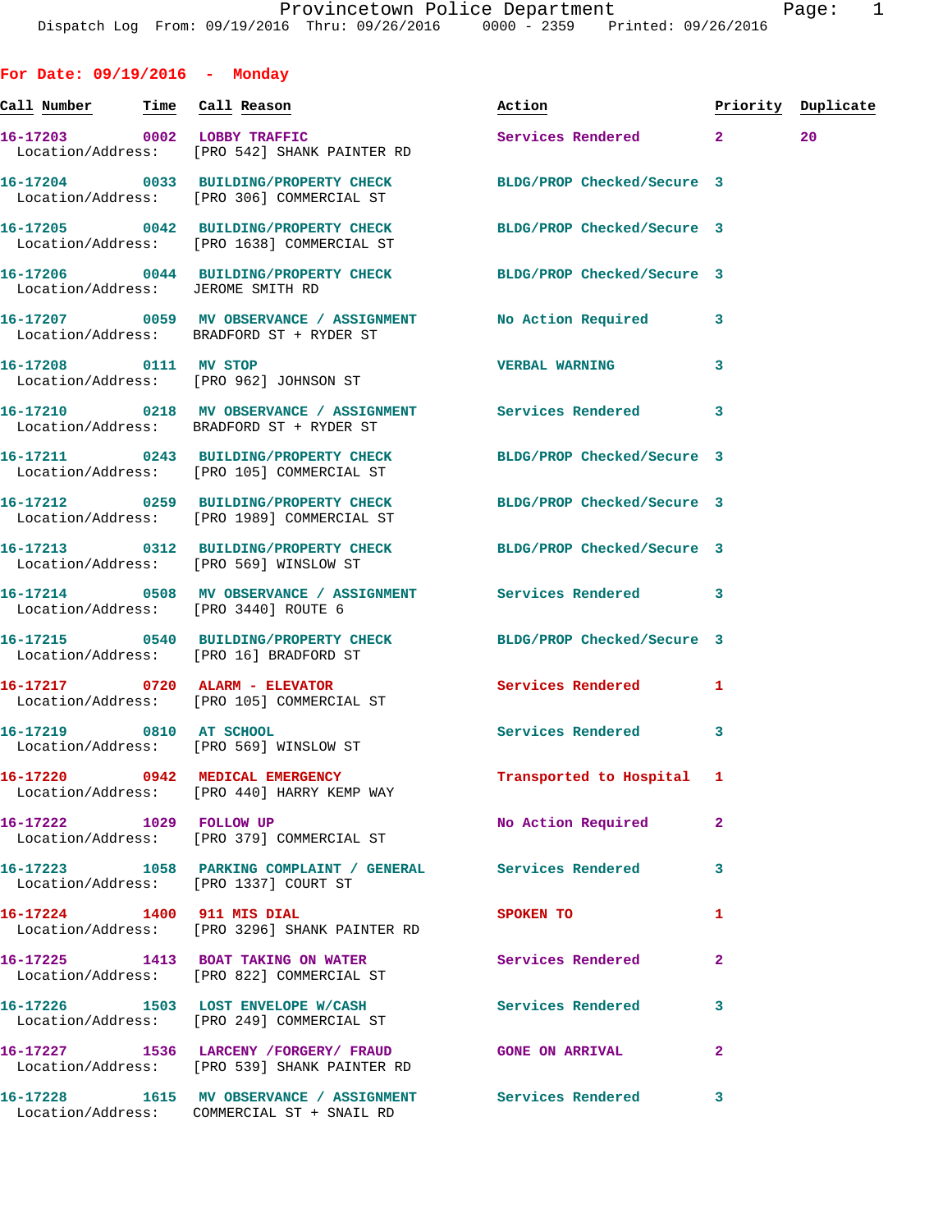Provincetown Police Department
Dispatch Log From: 09/19/2016 Thru: 09/26/2016 0000 - 2359 Printed: 09/26/2016

## For Date: 09/19/2016 - Monday

| Call Number | Time | Call Reason | Action | Priority | Duplicate |
|---|---|---|---|---|---|
| 16-17203 | 0002 | LOBBY TRAFFIC | Services Rendered | 2 | 20 |
| Location/Address: | | [PRO 542] SHANK PAINTER RD | | | |
| 16-17204 | 0033 | BUILDING/PROPERTY CHECK | BLDG/PROP Checked/Secure | 3 | |
| Location/Address: | | [PRO 306] COMMERCIAL ST | | | |
| 16-17205 | 0042 | BUILDING/PROPERTY CHECK | BLDG/PROP Checked/Secure | 3 | |
| Location/Address: | | [PRO 1638] COMMERCIAL ST | | | |
| 16-17206 | 0044 | BUILDING/PROPERTY CHECK | BLDG/PROP Checked/Secure | 3 | |
| Location/Address: | | JEROME SMITH RD | | | |
| 16-17207 | 0059 | MV OBSERVANCE / ASSIGNMENT | No Action Required | 3 | |
| Location/Address: | | BRADFORD ST + RYDER ST | | | |
| 16-17208 | 0111 | MV STOP | VERBAL WARNING | 3 | |
| Location/Address: | | [PRO 962] JOHNSON ST | | | |
| 16-17210 | 0218 | MV OBSERVANCE / ASSIGNMENT | Services Rendered | 3 | |
| Location/Address: | | BRADFORD ST + RYDER ST | | | |
| 16-17211 | 0243 | BUILDING/PROPERTY CHECK | BLDG/PROP Checked/Secure | 3 | |
| Location/Address: | | [PRO 105] COMMERCIAL ST | | | |
| 16-17212 | 0259 | BUILDING/PROPERTY CHECK | BLDG/PROP Checked/Secure | 3 | |
| Location/Address: | | [PRO 1989] COMMERCIAL ST | | | |
| 16-17213 | 0312 | BUILDING/PROPERTY CHECK | BLDG/PROP Checked/Secure | 3 | |
| Location/Address: | | [PRO 569] WINSLOW ST | | | |
| 16-17214 | 0508 | MV OBSERVANCE / ASSIGNMENT | Services Rendered | 3 | |
| Location/Address: | | [PRO 3440] ROUTE 6 | | | |
| 16-17215 | 0540 | BUILDING/PROPERTY CHECK | BLDG/PROP Checked/Secure | 3 | |
| Location/Address: | | [PRO 16] BRADFORD ST | | | |
| 16-17217 | 0720 | ALARM - ELEVATOR | Services Rendered | 1 | |
| Location/Address: | | [PRO 105] COMMERCIAL ST | | | |
| 16-17219 | 0810 | AT SCHOOL | Services Rendered | 3 | |
| Location/Address: | | [PRO 569] WINSLOW ST | | | |
| 16-17220 | 0942 | MEDICAL EMERGENCY | Transported to Hospital | 1 | |
| Location/Address: | | [PRO 440] HARRY KEMP WAY | | | |
| 16-17222 | 1029 | FOLLOW UP | No Action Required | 2 | |
| Location/Address: | | [PRO 379] COMMERCIAL ST | | | |
| 16-17223 | 1058 | PARKING COMPLAINT / GENERAL | Services Rendered | 3 | |
| Location/Address: | | [PRO 1337] COURT ST | | | |
| 16-17224 | 1400 | 911 MIS DIAL | SPOKEN TO | 1 | |
| Location/Address: | | [PRO 3296] SHANK PAINTER RD | | | |
| 16-17225 | 1413 | BOAT TAKING ON WATER | Services Rendered | 2 | |
| Location/Address: | | [PRO 822] COMMERCIAL ST | | | |
| 16-17226 | 1503 | LOST ENVELOPE W/CASH | Services Rendered | 3 | |
| Location/Address: | | [PRO 249] COMMERCIAL ST | | | |
| 16-17227 | 1536 | LARCENY /FORGERY/ FRAUD | GONE ON ARRIVAL | 2 | |
| Location/Address: | | [PRO 539] SHANK PAINTER RD | | | |
| 16-17228 | 1615 | MV OBSERVANCE / ASSIGNMENT | Services Rendered | 3 | |
| Location/Address: | | COMMERCIAL ST + SNAIL RD | | | |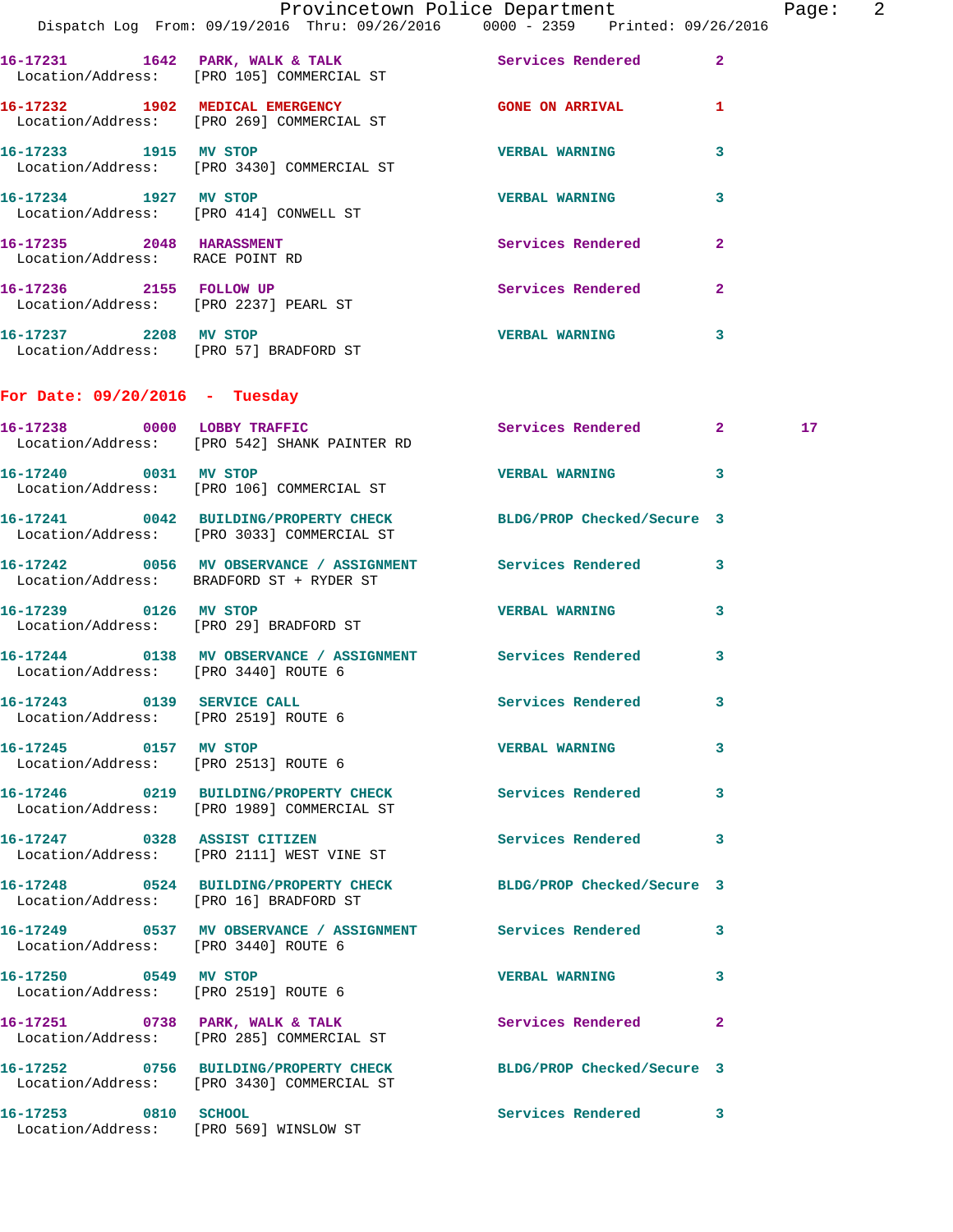16-17231 1642 PARK, WALK & TALK Services Rendered 2
Location/Address: [PRO 105] COMMERCIAL ST

16-17232 1902 MEDICAL EMERGENCY GONE ON ARRIVAL 1
Location/Address: [PRO 269] COMMERCIAL ST

16-17233 1915 MV STOP VERBAL WARNING 3
Location/Address: [PRO 3430] COMMERCIAL ST

16-17234 1927 MV STOP VERBAL WARNING 3
Location/Address: [PRO 414] CONWELL ST

16-17235 2048 HARASSMENT Services Rendered 2
Location/Address: RACE POINT RD

16-17236 2155 FOLLOW UP Services Rendered 2
Location/Address: [PRO 2237] PEARL ST

16-17237 2208 MV STOP VERBAL WARNING 3
Location/Address: [PRO 57] BRADFORD ST

## For Date: 09/20/2016 - Tuesday

16-17238 0000 LOBBY TRAFFIC Services Rendered 2 17
Location/Address: [PRO 542] SHANK PAINTER RD

16-17240 0031 MV STOP VERBAL WARNING 3
Location/Address: [PRO 106] COMMERCIAL ST

16-17241 0042 BUILDING/PROPERTY CHECK BLDG/PROP Checked/Secure 3
Location/Address: [PRO 3033] COMMERCIAL ST

16-17242 0056 MV OBSERVANCE / ASSIGNMENT Services Rendered 3
Location/Address: BRADFORD ST + RYDER ST

16-17239 0126 MV STOP VERBAL WARNING 3
Location/Address: [PRO 29] BRADFORD ST

16-17244 0138 MV OBSERVANCE / ASSIGNMENT Services Rendered 3
Location/Address: [PRO 3440] ROUTE 6

16-17243 0139 SERVICE CALL Services Rendered 3
Location/Address: [PRO 2519] ROUTE 6

16-17245 0157 MV STOP VERBAL WARNING 3
Location/Address: [PRO 2513] ROUTE 6

16-17246 0219 BUILDING/PROPERTY CHECK Services Rendered 3
Location/Address: [PRO 1989] COMMERCIAL ST

16-17247 0328 ASSIST CITIZEN Services Rendered 3
Location/Address: [PRO 2111] WEST VINE ST

16-17248 0524 BUILDING/PROPERTY CHECK BLDG/PROP Checked/Secure 3
Location/Address: [PRO 16] BRADFORD ST

16-17249 0537 MV OBSERVANCE / ASSIGNMENT Services Rendered 3
Location/Address: [PRO 3440] ROUTE 6

16-17250 0549 MV STOP VERBAL WARNING 3
Location/Address: [PRO 2519] ROUTE 6

16-17251 0738 PARK, WALK & TALK Services Rendered 2
Location/Address: [PRO 285] COMMERCIAL ST

16-17252 0756 BUILDING/PROPERTY CHECK BLDG/PROP Checked/Secure 3
Location/Address: [PRO 3430] COMMERCIAL ST

16-17253 0810 SCHOOL Services Rendered 3
Location/Address: [PRO 569] WINSLOW ST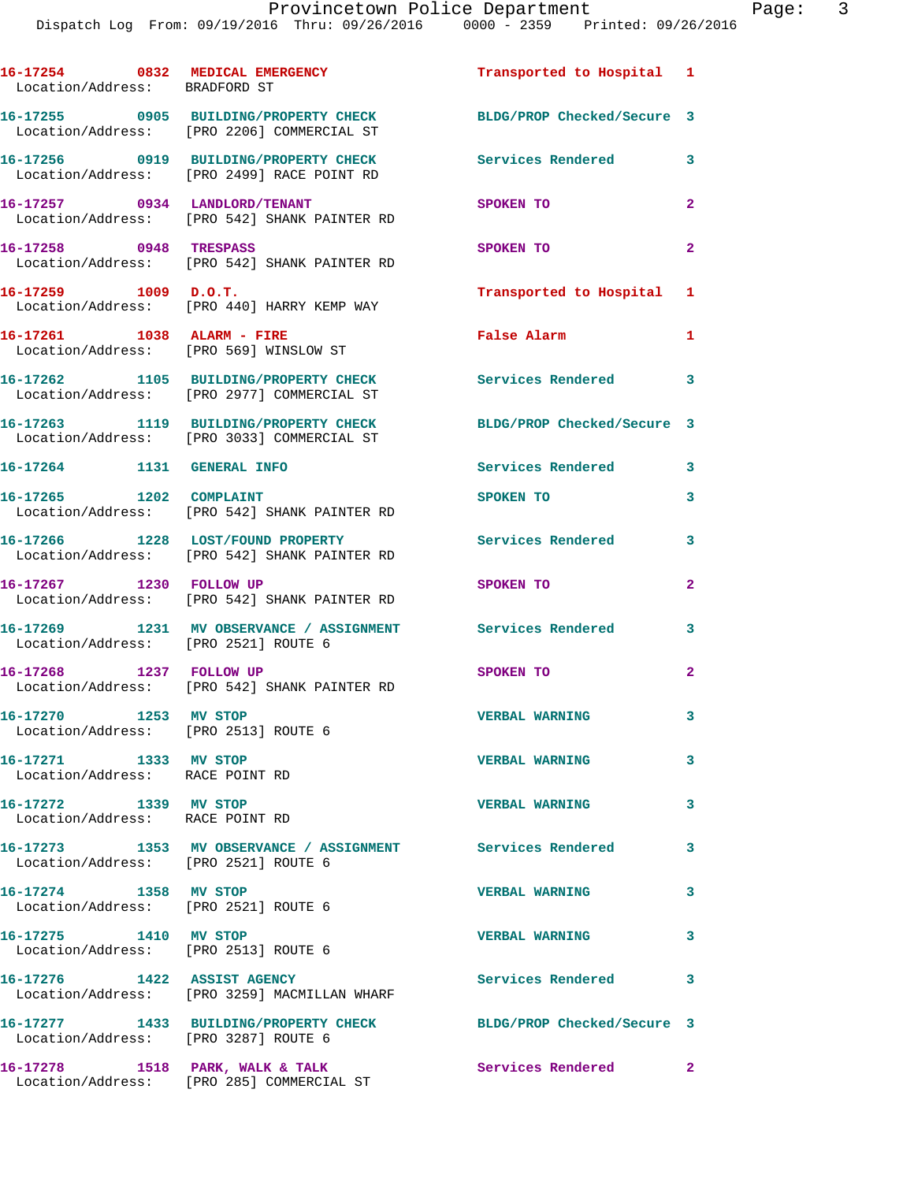16-17254 0832 MEDICAL EMERGENCY Transported to Hospital 1
Location/Address: BRADFORD ST

16-17255 0905 BUILDING/PROPERTY CHECK BLDG/PROP Checked/Secure 3
Location/Address: [PRO 2206] COMMERCIAL ST

16-17256 0919 BUILDING/PROPERTY CHECK Services Rendered 3
Location/Address: [PRO 2499] RACE POINT RD

16-17257 0934 LANDLORD/TENANT SPOKEN TO 2
Location/Address: [PRO 542] SHANK PAINTER RD

16-17258 0948 TRESPASS SPOKEN TO 2
Location/Address: [PRO 542] SHANK PAINTER RD

16-17259 1009 D.O.T. Transported to Hospital 1
Location/Address: [PRO 440] HARRY KEMP WAY

16-17261 1038 ALARM - FIRE False Alarm 1
Location/Address: [PRO 569] WINSLOW ST

16-17262 1105 BUILDING/PROPERTY CHECK Services Rendered 3
Location/Address: [PRO 2977] COMMERCIAL ST

16-17263 1119 BUILDING/PROPERTY CHECK BLDG/PROP Checked/Secure 3
Location/Address: [PRO 3033] COMMERCIAL ST

16-17264 1131 GENERAL INFO Services Rendered 3

16-17265 1202 COMPLAINT SPOKEN TO 3
Location/Address: [PRO 542] SHANK PAINTER RD

16-17266 1228 LOST/FOUND PROPERTY Services Rendered 3
Location/Address: [PRO 542] SHANK PAINTER RD

16-17267 1230 FOLLOW UP SPOKEN TO 2
Location/Address: [PRO 542] SHANK PAINTER RD

16-17269 1231 MV OBSERVANCE / ASSIGNMENT Services Rendered 3
Location/Address: [PRO 2521] ROUTE 6

16-17268 1237 FOLLOW UP SPOKEN TO 2
Location/Address: [PRO 542] SHANK PAINTER RD

16-17270 1253 MV STOP VERBAL WARNING 3
Location/Address: [PRO 2513] ROUTE 6

16-17271 1333 MV STOP VERBAL WARNING 3
Location/Address: RACE POINT RD

16-17272 1339 MV STOP VERBAL WARNING 3
Location/Address: RACE POINT RD

16-17273 1353 MV OBSERVANCE / ASSIGNMENT Services Rendered 3
Location/Address: [PRO 2521] ROUTE 6

16-17274 1358 MV STOP VERBAL WARNING 3
Location/Address: [PRO 2521] ROUTE 6

16-17275 1410 MV STOP VERBAL WARNING 3
Location/Address: [PRO 2513] ROUTE 6

16-17276 1422 ASSIST AGENCY Services Rendered 3
Location/Address: [PRO 3259] MACMILLAN WHARF

16-17277 1433 BUILDING/PROPERTY CHECK BLDG/PROP Checked/Secure 3
Location/Address: [PRO 3287] ROUTE 6

16-17278 1518 PARK, WALK & TALK Services Rendered 2
Location/Address: [PRO 285] COMMERCIAL ST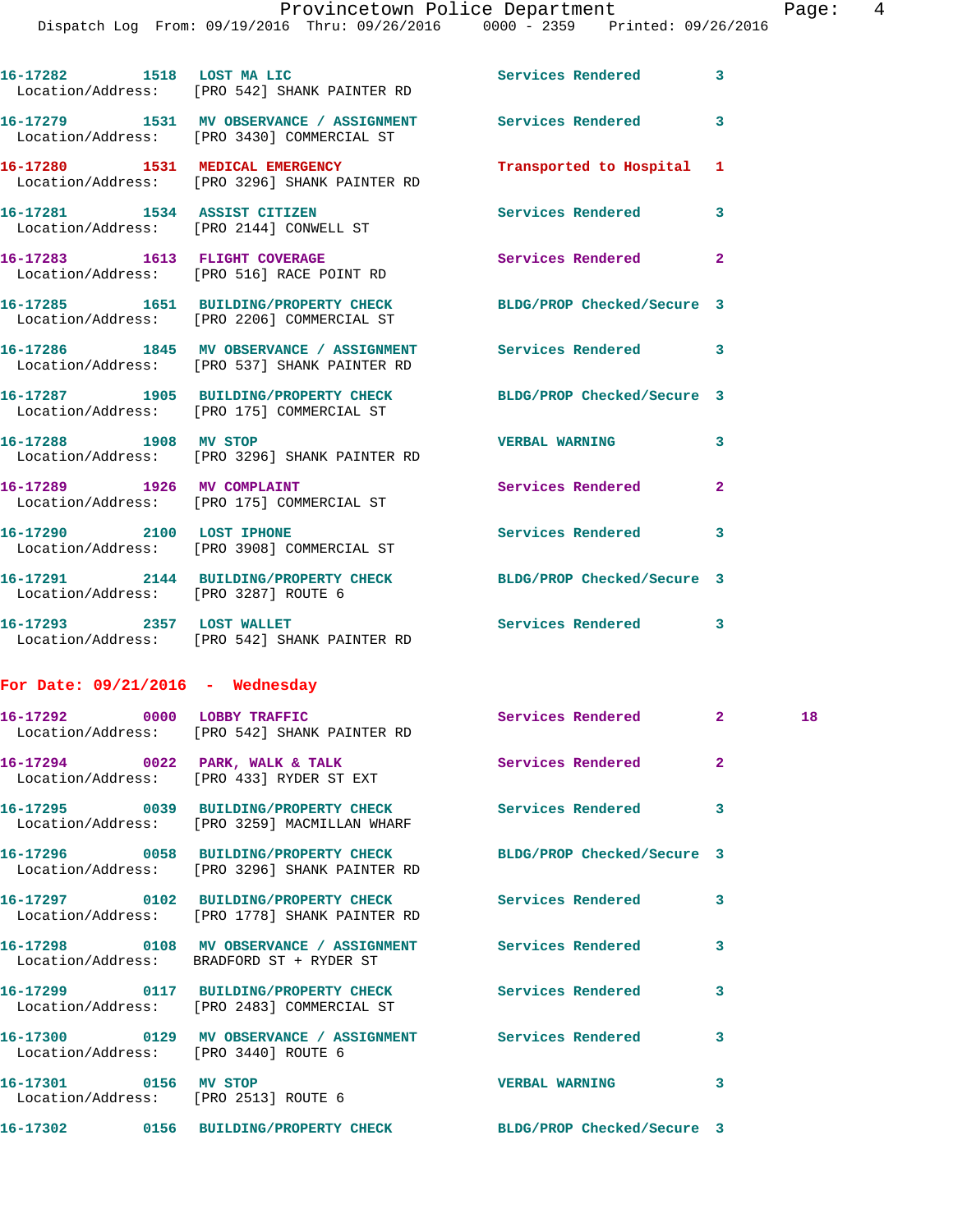16-17282 1518 LOST MA LIC Services Rendered 3
Location/Address: [PRO 542] SHANK PAINTER RD

16-17279 1531 MV OBSERVANCE / ASSIGNMENT Services Rendered 3
Location/Address: [PRO 3430] COMMERCIAL ST

16-17280 1531 MEDICAL EMERGENCY Transported to Hospital 1
Location/Address: [PRO 3296] SHANK PAINTER RD

16-17281 1534 ASSIST CITIZEN Services Rendered 3
Location/Address: [PRO 2144] CONWELL ST

16-17283 1613 FLIGHT COVERAGE Services Rendered 2
Location/Address: [PRO 516] RACE POINT RD

16-17285 1651 BUILDING/PROPERTY CHECK BLDG/PROP Checked/Secure 3
Location/Address: [PRO 2206] COMMERCIAL ST

16-17286 1845 MV OBSERVANCE / ASSIGNMENT Services Rendered 3
Location/Address: [PRO 537] SHANK PAINTER RD

16-17287 1905 BUILDING/PROPERTY CHECK BLDG/PROP Checked/Secure 3
Location/Address: [PRO 175] COMMERCIAL ST

16-17288 1908 MV STOP VERBAL WARNING 3
Location/Address: [PRO 3296] SHANK PAINTER RD

16-17289 1926 MV COMPLAINT Services Rendered 2
Location/Address: [PRO 175] COMMERCIAL ST

16-17290 2100 LOST IPHONE Services Rendered 3
Location/Address: [PRO 3908] COMMERCIAL ST

16-17291 2144 BUILDING/PROPERTY CHECK BLDG/PROP Checked/Secure 3
Location/Address: [PRO 3287] ROUTE 6

16-17293 2357 LOST WALLET Services Rendered 3
Location/Address: [PRO 542] SHANK PAINTER RD

**For Date: 09/21/2016 - Wednesday**

16-17292 0000 LOBBY TRAFFIC Services Rendered 2 18
Location/Address: [PRO 542] SHANK PAINTER RD

16-17294 0022 PARK, WALK & TALK Services Rendered 2
Location/Address: [PRO 433] RYDER ST EXT

16-17295 0039 BUILDING/PROPERTY CHECK Services Rendered 3
Location/Address: [PRO 3259] MACMILLAN WHARF

16-17296 0058 BUILDING/PROPERTY CHECK BLDG/PROP Checked/Secure 3
Location/Address: [PRO 3296] SHANK PAINTER RD

16-17297 0102 BUILDING/PROPERTY CHECK Services Rendered 3
Location/Address: [PRO 1778] SHANK PAINTER RD

16-17298 0108 MV OBSERVANCE / ASSIGNMENT Services Rendered 3
Location/Address: BRADFORD ST + RYDER ST

16-17299 0117 BUILDING/PROPERTY CHECK Services Rendered 3
Location/Address: [PRO 2483] COMMERCIAL ST

16-17300 0129 MV OBSERVANCE / ASSIGNMENT Services Rendered 3
Location/Address: [PRO 3440] ROUTE 6

16-17301 0156 MV STOP VERBAL WARNING 3
Location/Address: [PRO 2513] ROUTE 6

16-17302 0156 BUILDING/PROPERTY CHECK BLDG/PROP Checked/Secure 3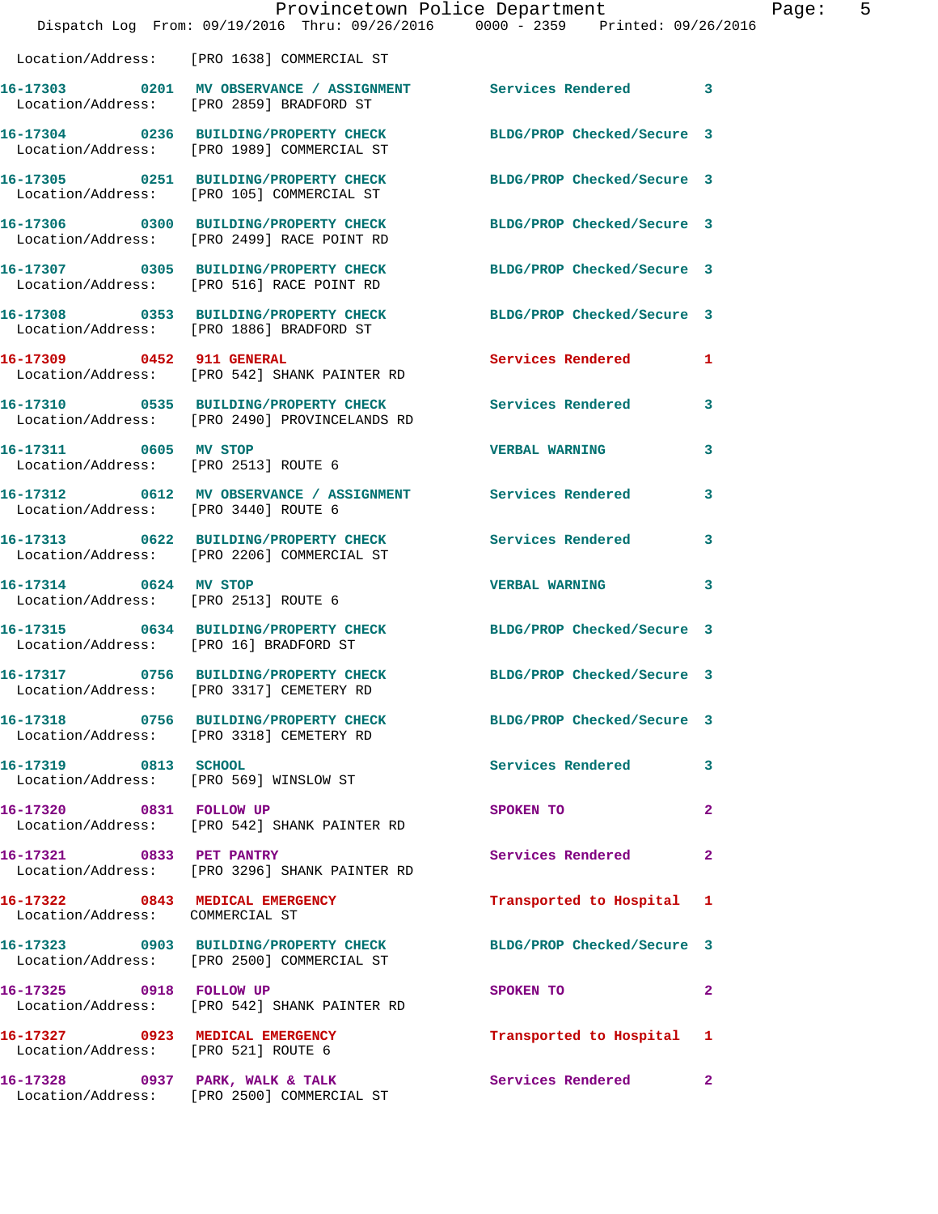Location/Address: [PRO 1638] COMMERCIAL ST

| Call # | Time | Call Type | Disposition | Priority |
|---|---|---|---|---|
| 16-17303 | 0201 | MV OBSERVANCE / ASSIGNMENT | Services Rendered | 3 |
| Location/Address: | [PRO 2859] BRADFORD ST | | | |
| 16-17304 | 0236 | BUILDING/PROPERTY CHECK | BLDG/PROP Checked/Secure | 3 |
| Location/Address: | [PRO 1989] COMMERCIAL ST | | | |
| 16-17305 | 0251 | BUILDING/PROPERTY CHECK | BLDG/PROP Checked/Secure | 3 |
| Location/Address: | [PRO 105] COMMERCIAL ST | | | |
| 16-17306 | 0300 | BUILDING/PROPERTY CHECK | BLDG/PROP Checked/Secure | 3 |
| Location/Address: | [PRO 2499] RACE POINT RD | | | |
| 16-17307 | 0305 | BUILDING/PROPERTY CHECK | BLDG/PROP Checked/Secure | 3 |
| Location/Address: | [PRO 516] RACE POINT RD | | | |
| 16-17308 | 0353 | BUILDING/PROPERTY CHECK | BLDG/PROP Checked/Secure | 3 |
| Location/Address: | [PRO 1886] BRADFORD ST | | | |
| 16-17309 | 0452 | 911 GENERAL | Services Rendered | 1 |
| Location/Address: | [PRO 542] SHANK PAINTER RD | | | |
| 16-17310 | 0535 | BUILDING/PROPERTY CHECK | Services Rendered | 3 |
| Location/Address: | [PRO 2490] PROVINCELANDS RD | | | |
| 16-17311 | 0605 | MV STOP | VERBAL WARNING | 3 |
| Location/Address: | [PRO 2513] ROUTE 6 | | | |
| 16-17312 | 0612 | MV OBSERVANCE / ASSIGNMENT | Services Rendered | 3 |
| Location/Address: | [PRO 3440] ROUTE 6 | | | |
| 16-17313 | 0622 | BUILDING/PROPERTY CHECK | Services Rendered | 3 |
| Location/Address: | [PRO 2206] COMMERCIAL ST | | | |
| 16-17314 | 0624 | MV STOP | VERBAL WARNING | 3 |
| Location/Address: | [PRO 2513] ROUTE 6 | | | |
| 16-17315 | 0634 | BUILDING/PROPERTY CHECK | BLDG/PROP Checked/Secure | 3 |
| Location/Address: | [PRO 16] BRADFORD ST | | | |
| 16-17317 | 0756 | BUILDING/PROPERTY CHECK | BLDG/PROP Checked/Secure | 3 |
| Location/Address: | [PRO 3317] CEMETERY RD | | | |
| 16-17318 | 0756 | BUILDING/PROPERTY CHECK | BLDG/PROP Checked/Secure | 3 |
| Location/Address: | [PRO 3318] CEMETERY RD | | | |
| 16-17319 | 0813 | SCHOOL | Services Rendered | 3 |
| Location/Address: | [PRO 569] WINSLOW ST | | | |
| 16-17320 | 0831 | FOLLOW UP | SPOKEN TO | 2 |
| Location/Address: | [PRO 542] SHANK PAINTER RD | | | |
| 16-17321 | 0833 | PET PANTRY | Services Rendered | 2 |
| Location/Address: | [PRO 3296] SHANK PAINTER RD | | | |
| 16-17322 | 0843 | MEDICAL EMERGENCY | Transported to Hospital | 1 |
| Location/Address: | COMMERCIAL ST | | | |
| 16-17323 | 0903 | BUILDING/PROPERTY CHECK | BLDG/PROP Checked/Secure | 3 |
| Location/Address: | [PRO 2500] COMMERCIAL ST | | | |
| 16-17325 | 0918 | FOLLOW UP | SPOKEN TO | 2 |
| Location/Address: | [PRO 542] SHANK PAINTER RD | | | |
| 16-17327 | 0923 | MEDICAL EMERGENCY | Transported to Hospital | 1 |
| Location/Address: | [PRO 521] ROUTE 6 | | | |
| 16-17328 | 0937 | PARK, WALK & TALK | Services Rendered | 2 |
| Location/Address: | [PRO 2500] COMMERCIAL ST | | | |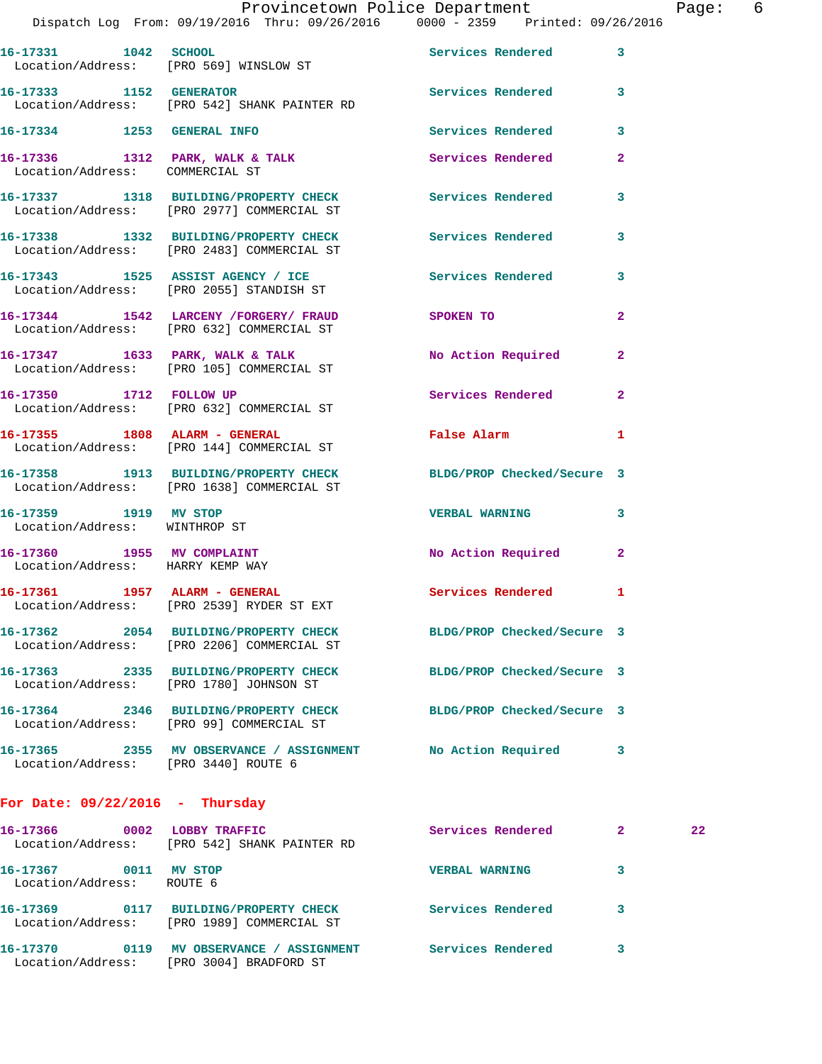16-17331 1042 SCHOOL Services Rendered 3
Location/Address: [PRO 569] WINSLOW ST

16-17333 1152 GENERATOR Services Rendered 3
Location/Address: [PRO 542] SHANK PAINTER RD

16-17334 1253 GENERAL INFO Services Rendered 3

16-17336 1312 PARK, WALK & TALK Services Rendered 2
Location/Address: COMMERCIAL ST

16-17337 1318 BUILDING/PROPERTY CHECK Services Rendered 3
Location/Address: [PRO 2977] COMMERCIAL ST

16-17338 1332 BUILDING/PROPERTY CHECK Services Rendered 3
Location/Address: [PRO 2483] COMMERCIAL ST

16-17343 1525 ASSIST AGENCY / ICE Services Rendered 3
Location/Address: [PRO 2055] STANDISH ST

16-17344 1542 LARCENY /FORGERY/ FRAUD SPOKEN TO 2
Location/Address: [PRO 632] COMMERCIAL ST

16-17347 1633 PARK, WALK & TALK No Action Required 2
Location/Address: [PRO 105] COMMERCIAL ST

16-17350 1712 FOLLOW UP Services Rendered 2
Location/Address: [PRO 632] COMMERCIAL ST

16-17355 1808 ALARM - GENERAL False Alarm 1
Location/Address: [PRO 144] COMMERCIAL ST

16-17358 1913 BUILDING/PROPERTY CHECK BLDG/PROP Checked/Secure 3
Location/Address: [PRO 1638] COMMERCIAL ST

16-17359 1919 MV STOP VERBAL WARNING 3
Location/Address: WINTHROP ST

16-17360 1955 MV COMPLAINT No Action Required 2
Location/Address: HARRY KEMP WAY

16-17361 1957 ALARM - GENERAL Services Rendered 1
Location/Address: [PRO 2539] RYDER ST EXT

16-17362 2054 BUILDING/PROPERTY CHECK BLDG/PROP Checked/Secure 3
Location/Address: [PRO 2206] COMMERCIAL ST

16-17363 2335 BUILDING/PROPERTY CHECK BLDG/PROP Checked/Secure 3
Location/Address: [PRO 1780] JOHNSON ST

16-17364 2346 BUILDING/PROPERTY CHECK BLDG/PROP Checked/Secure 3
Location/Address: [PRO 99] COMMERCIAL ST

16-17365 2355 MV OBSERVANCE / ASSIGNMENT No Action Required 3
Location/Address: [PRO 3440] ROUTE 6

**For Date: 09/22/2016 - Thursday**

16-17366 0002 LOBBY TRAFFIC Services Rendered 2 22
Location/Address: [PRO 542] SHANK PAINTER RD

16-17367 0011 MV STOP VERBAL WARNING 3
Location/Address: ROUTE 6

16-17369 0117 BUILDING/PROPERTY CHECK Services Rendered 3
Location/Address: [PRO 1989] COMMERCIAL ST

16-17370 0119 MV OBSERVANCE / ASSIGNMENT Services Rendered 3
Location/Address: [PRO 3004] BRADFORD ST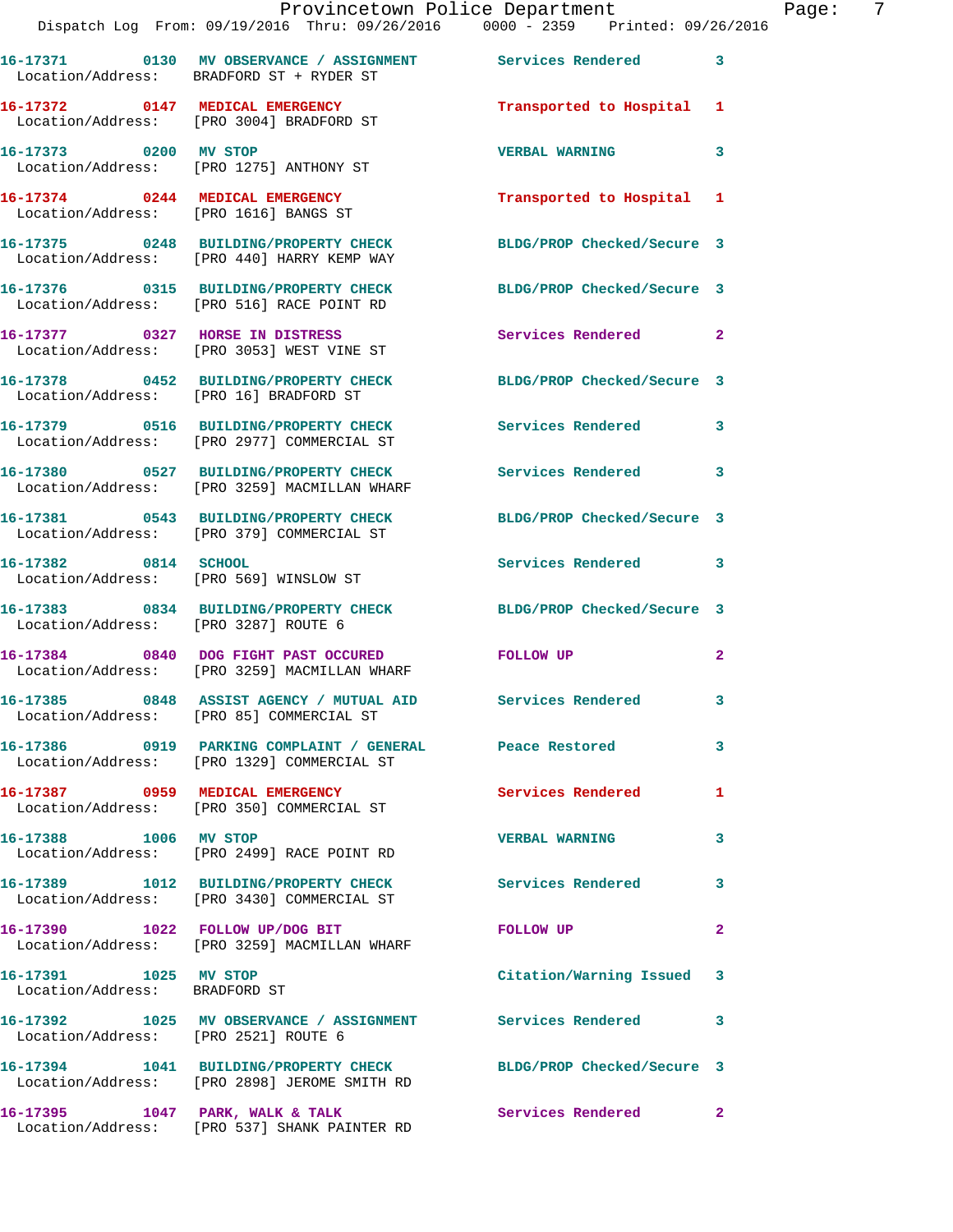16-17371 0130 MV OBSERVANCE / ASSIGNMENT Services Rendered 3
Location/Address: BRADFORD ST + RYDER ST

16-17372 0147 MEDICAL EMERGENCY Transported to Hospital 1
Location/Address: [PRO 3004] BRADFORD ST

16-17373 0200 MV STOP VERBAL WARNING 3
Location/Address: [PRO 1275] ANTHONY ST

16-17374 0244 MEDICAL EMERGENCY Transported to Hospital 1
Location/Address: [PRO 1616] BANGS ST

16-17375 0248 BUILDING/PROPERTY CHECK BLDG/PROP Checked/Secure 3
Location/Address: [PRO 440] HARRY KEMP WAY

16-17376 0315 BUILDING/PROPERTY CHECK BLDG/PROP Checked/Secure 3
Location/Address: [PRO 516] RACE POINT RD

16-17377 0327 HORSE IN DISTRESS Services Rendered 2
Location/Address: [PRO 3053] WEST VINE ST

16-17378 0452 BUILDING/PROPERTY CHECK BLDG/PROP Checked/Secure 3
Location/Address: [PRO 16] BRADFORD ST

16-17379 0516 BUILDING/PROPERTY CHECK Services Rendered 3
Location/Address: [PRO 2977] COMMERCIAL ST

16-17380 0527 BUILDING/PROPERTY CHECK Services Rendered 3
Location/Address: [PRO 3259] MACMILLAN WHARF

16-17381 0543 BUILDING/PROPERTY CHECK BLDG/PROP Checked/Secure 3
Location/Address: [PRO 379] COMMERCIAL ST

16-17382 0814 SCHOOL Services Rendered 3
Location/Address: [PRO 569] WINSLOW ST

16-17383 0834 BUILDING/PROPERTY CHECK BLDG/PROP Checked/Secure 3
Location/Address: [PRO 3287] ROUTE 6

16-17384 0840 DOG FIGHT PAST OCCURED FOLLOW UP 2
Location/Address: [PRO 3259] MACMILLAN WHARF

16-17385 0848 ASSIST AGENCY / MUTUAL AID Services Rendered 3
Location/Address: [PRO 85] COMMERCIAL ST

16-17386 0919 PARKING COMPLAINT / GENERAL Peace Restored 3
Location/Address: [PRO 1329] COMMERCIAL ST

16-17387 0959 MEDICAL EMERGENCY Services Rendered 1
Location/Address: [PRO 350] COMMERCIAL ST

16-17388 1006 MV STOP VERBAL WARNING 3
Location/Address: [PRO 2499] RACE POINT RD

16-17389 1012 BUILDING/PROPERTY CHECK Services Rendered 3
Location/Address: [PRO 3430] COMMERCIAL ST

16-17390 1022 FOLLOW UP/DOG BIT FOLLOW UP 2
Location/Address: [PRO 3259] MACMILLAN WHARF

16-17391 1025 MV STOP Citation/Warning Issued 3
Location/Address: BRADFORD ST

16-17392 1025 MV OBSERVANCE / ASSIGNMENT Services Rendered 3
Location/Address: [PRO 2521] ROUTE 6

16-17394 1041 BUILDING/PROPERTY CHECK BLDG/PROP Checked/Secure 3
Location/Address: [PRO 2898] JEROME SMITH RD

16-17395 1047 PARK, WALK & TALK Services Rendered 2
Location/Address: [PRO 537] SHANK PAINTER RD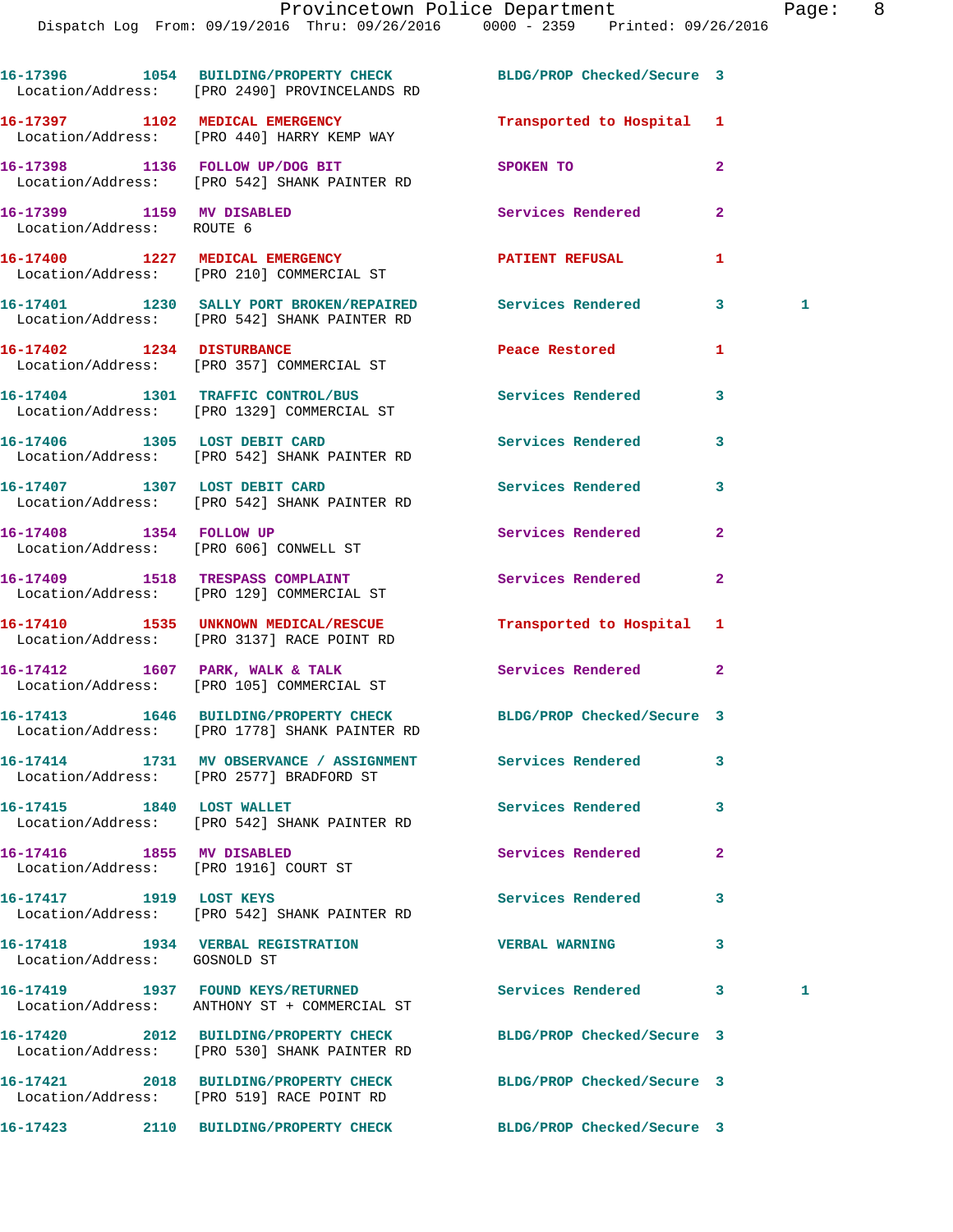| Call Number | Time | Call Reason | Action | Priority | |
|---|---|---|---|---|---|
| 16-17396 | 1054 | BUILDING/PROPERTY CHECK | BLDG/PROP Checked/Secure | 3 | |
| Location/Address: [PRO 2490] PROVINCELANDS RD | | | | | |
| 16-17397 | 1102 | MEDICAL EMERGENCY | Transported to Hospital | 1 | |
| Location/Address: [PRO 440] HARRY KEMP WAY | | | | | |
| 16-17398 | 1136 | FOLLOW UP/DOG BIT | SPOKEN TO | 2 | |
| Location/Address: [PRO 542] SHANK PAINTER RD | | | | | |
| 16-17399 | 1159 | MV DISABLED | Services Rendered | 2 | |
| Location/Address: ROUTE 6 | | | | | |
| 16-17400 | 1227 | MEDICAL EMERGENCY | PATIENT REFUSAL | 1 | |
| Location/Address: [PRO 210] COMMERCIAL ST | | | | | |
| 16-17401 | 1230 | SALLY PORT BROKEN/REPAIRED | Services Rendered | 3 | 1 |
| Location/Address: [PRO 542] SHANK PAINTER RD | | | | | |
| 16-17402 | 1234 | DISTURBANCE | Peace Restored | 1 | |
| Location/Address: [PRO 357] COMMERCIAL ST | | | | | |
| 16-17404 | 1301 | TRAFFIC CONTROL/BUS | Services Rendered | 3 | |
| Location/Address: [PRO 1329] COMMERCIAL ST | | | | | |
| 16-17406 | 1305 | LOST DEBIT CARD | Services Rendered | 3 | |
| Location/Address: [PRO 542] SHANK PAINTER RD | | | | | |
| 16-17407 | 1307 | LOST DEBIT CARD | Services Rendered | 3 | |
| Location/Address: [PRO 542] SHANK PAINTER RD | | | | | |
| 16-17408 | 1354 | FOLLOW UP | Services Rendered | 2 | |
| Location/Address: [PRO 606] CONWELL ST | | | | | |
| 16-17409 | 1518 | TRESPASS COMPLAINT | Services Rendered | 2 | |
| Location/Address: [PRO 129] COMMERCIAL ST | | | | | |
| 16-17410 | 1535 | UNKNOWN MEDICAL/RESCUE | Transported to Hospital | 1 | |
| Location/Address: [PRO 3137] RACE POINT RD | | | | | |
| 16-17412 | 1607 | PARK, WALK & TALK | Services Rendered | 2 | |
| Location/Address: [PRO 105] COMMERCIAL ST | | | | | |
| 16-17413 | 1646 | BUILDING/PROPERTY CHECK | BLDG/PROP Checked/Secure | 3 | |
| Location/Address: [PRO 1778] SHANK PAINTER RD | | | | | |
| 16-17414 | 1731 | MV OBSERVANCE / ASSIGNMENT | Services Rendered | 3 | |
| Location/Address: [PRO 2577] BRADFORD ST | | | | | |
| 16-17415 | 1840 | LOST WALLET | Services Rendered | 3 | |
| Location/Address: [PRO 542] SHANK PAINTER RD | | | | | |
| 16-17416 | 1855 | MV DISABLED | Services Rendered | 2 | |
| Location/Address: [PRO 1916] COURT ST | | | | | |
| 16-17417 | 1919 | LOST KEYS | Services Rendered | 3 | |
| Location/Address: [PRO 542] SHANK PAINTER RD | | | | | |
| 16-17418 | 1934 | VERBAL REGISTRATION | VERBAL WARNING | 3 | |
| Location/Address: GOSNOLD ST | | | | | |
| 16-17419 | 1937 | FOUND KEYS/RETURNED | Services Rendered | 3 | 1 |
| Location/Address: ANTHONY ST + COMMERCIAL ST | | | | | |
| 16-17420 | 2012 | BUILDING/PROPERTY CHECK | BLDG/PROP Checked/Secure | 3 | |
| Location/Address: [PRO 530] SHANK PAINTER RD | | | | | |
| 16-17421 | 2018 | BUILDING/PROPERTY CHECK | BLDG/PROP Checked/Secure | 3 | |
| Location/Address: [PRO 519] RACE POINT RD | | | | | |
| 16-17423 | 2110 | BUILDING/PROPERTY CHECK | BLDG/PROP Checked/Secure | 3 | |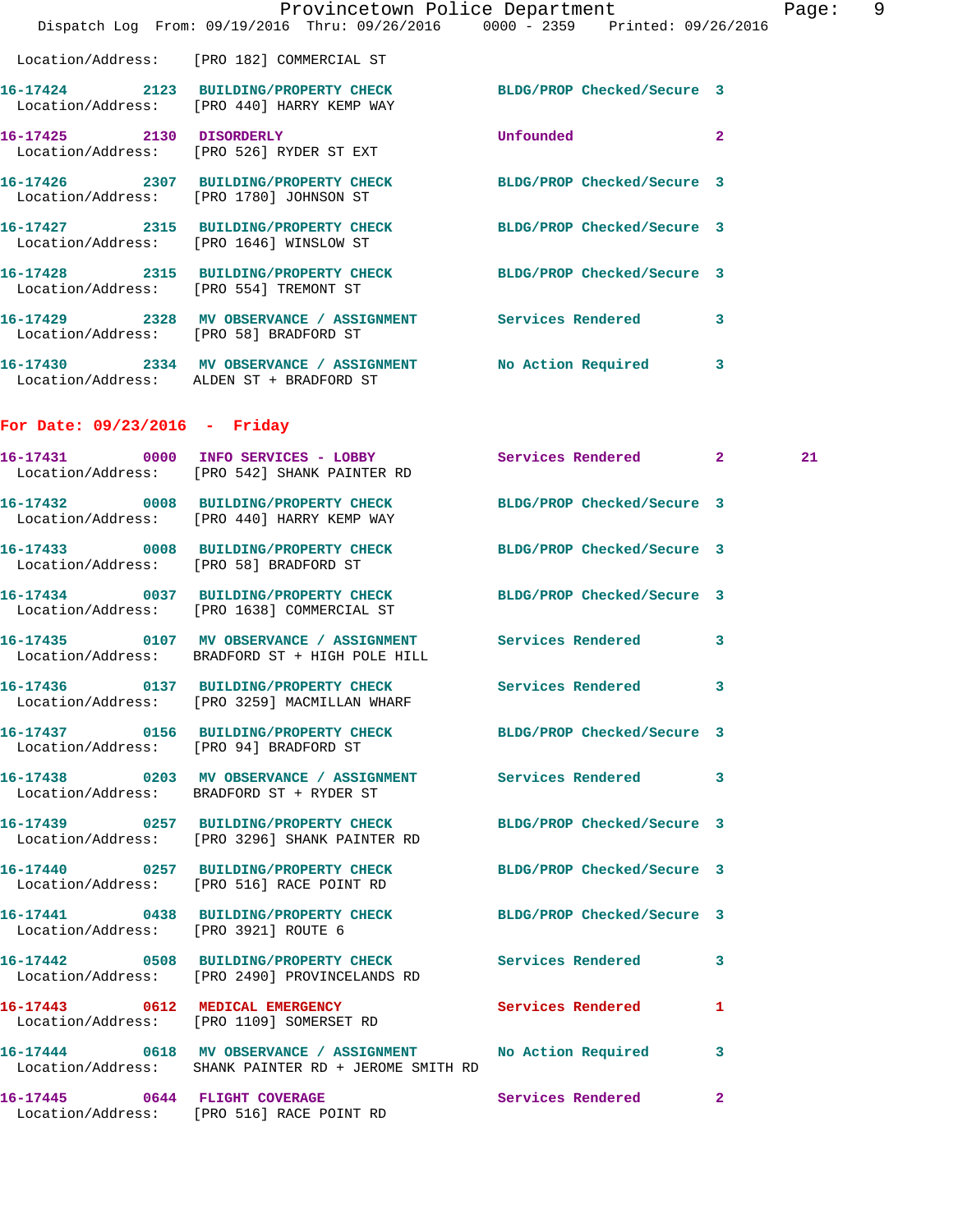Location/Address: [PRO 182] COMMERCIAL ST

**16-17424** 2123 **BUILDING/PROPERTY CHECK** BLDG/PROP Checked/Secure 3
Location/Address: [PRO 440] HARRY KEMP WAY

**16-17425** 2130 **DISORDERLY** Unfounded 2
Location/Address: [PRO 526] RYDER ST EXT

**16-17426** 2307 **BUILDING/PROPERTY CHECK** BLDG/PROP Checked/Secure 3
Location/Address: [PRO 1780] JOHNSON ST

**16-17427** 2315 **BUILDING/PROPERTY CHECK** BLDG/PROP Checked/Secure 3
Location/Address: [PRO 1646] WINSLOW ST

**16-17428** 2315 **BUILDING/PROPERTY CHECK** BLDG/PROP Checked/Secure 3
Location/Address: [PRO 554] TREMONT ST

**16-17429** 2328 **MV OBSERVANCE / ASSIGNMENT** Services Rendered 3
Location/Address: [PRO 58] BRADFORD ST

**16-17430** 2334 **MV OBSERVANCE / ASSIGNMENT** No Action Required 3
Location/Address: ALDEN ST + BRADFORD ST

## For Date: 09/23/2016 - Friday

**16-17431** 0000 **INFO SERVICES - LOBBY** Services Rendered 2 21
Location/Address: [PRO 542] SHANK PAINTER RD

**16-17432** 0008 **BUILDING/PROPERTY CHECK** BLDG/PROP Checked/Secure 3
Location/Address: [PRO 440] HARRY KEMP WAY

**16-17433** 0008 **BUILDING/PROPERTY CHECK** BLDG/PROP Checked/Secure 3
Location/Address: [PRO 58] BRADFORD ST

**16-17434** 0037 **BUILDING/PROPERTY CHECK** BLDG/PROP Checked/Secure 3
Location/Address: [PRO 1638] COMMERCIAL ST

**16-17435** 0107 **MV OBSERVANCE / ASSIGNMENT** Services Rendered 3
Location/Address: BRADFORD ST + HIGH POLE HILL

**16-17436** 0137 **BUILDING/PROPERTY CHECK** Services Rendered 3
Location/Address: [PRO 3259] MACMILLAN WHARF

**16-17437** 0156 **BUILDING/PROPERTY CHECK** BLDG/PROP Checked/Secure 3
Location/Address: [PRO 94] BRADFORD ST

**16-17438** 0203 **MV OBSERVANCE / ASSIGNMENT** Services Rendered 3
Location/Address: BRADFORD ST + RYDER ST

**16-17439** 0257 **BUILDING/PROPERTY CHECK** BLDG/PROP Checked/Secure 3
Location/Address: [PRO 3296] SHANK PAINTER RD

**16-17440** 0257 **BUILDING/PROPERTY CHECK** BLDG/PROP Checked/Secure 3
Location/Address: [PRO 516] RACE POINT RD

**16-17441** 0438 **BUILDING/PROPERTY CHECK** BLDG/PROP Checked/Secure 3
Location/Address: [PRO 3921] ROUTE 6

**16-17442** 0508 **BUILDING/PROPERTY CHECK** Services Rendered 3
Location/Address: [PRO 2490] PROVINCELANDS RD

**16-17443** 0612 **MEDICAL EMERGENCY** Services Rendered 1
Location/Address: [PRO 1109] SOMERSET RD

**16-17444** 0618 **MV OBSERVANCE / ASSIGNMENT** No Action Required 3
Location/Address: SHANK PAINTER RD + JEROME SMITH RD

**16-17445** 0644 **FLIGHT COVERAGE** Services Rendered 2
Location/Address: [PRO 516] RACE POINT RD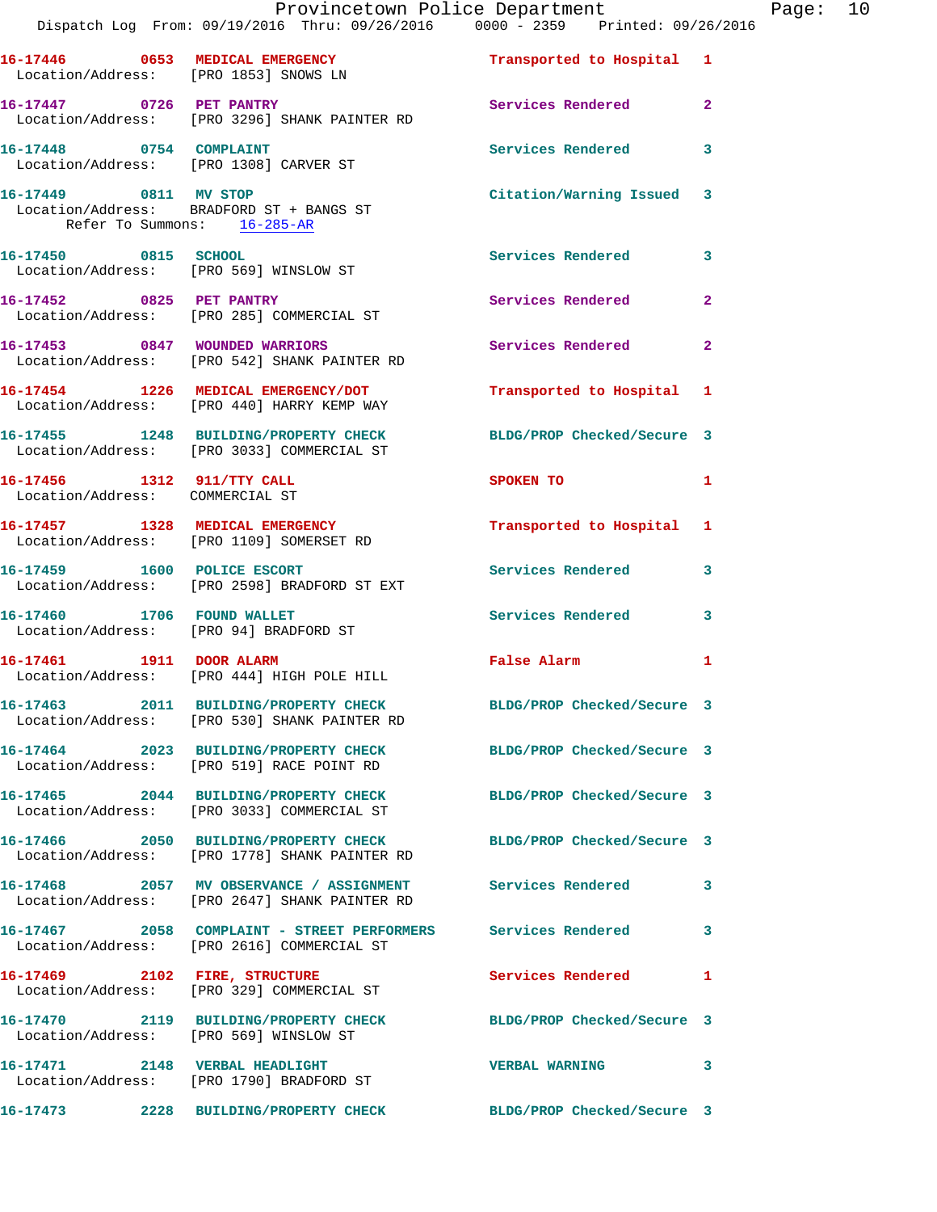16-17446 0653 MEDICAL EMERGENCY Transported to Hospital 1
Location/Address: [PRO 1853] SNOWS LN

16-17447 0726 PET PANTRY Services Rendered 2
Location/Address: [PRO 3296] SHANK PAINTER RD

16-17448 0754 COMPLAINT Services Rendered 3
Location/Address: [PRO 1308] CARVER ST

16-17449 0811 MV STOP Citation/Warning Issued 3
Location/Address: BRADFORD ST + BANGS ST
Refer To Summons: 16-285-AR

16-17450 0815 SCHOOL Services Rendered 3
Location/Address: [PRO 569] WINSLOW ST

16-17452 0825 PET PANTRY Services Rendered 2
Location/Address: [PRO 285] COMMERCIAL ST

16-17453 0847 WOUNDED WARRIORS Services Rendered 2
Location/Address: [PRO 542] SHANK PAINTER RD

16-17454 1226 MEDICAL EMERGENCY/DOT Transported to Hospital 1
Location/Address: [PRO 440] HARRY KEMP WAY

16-17455 1248 BUILDING/PROPERTY CHECK BLDG/PROP Checked/Secure 3
Location/Address: [PRO 3033] COMMERCIAL ST

16-17456 1312 911/TTY CALL SPOKEN TO 1
Location/Address: COMMERCIAL ST

16-17457 1328 MEDICAL EMERGENCY Transported to Hospital 1
Location/Address: [PRO 1109] SOMERSET RD

16-17459 1600 POLICE ESCORT Services Rendered 3
Location/Address: [PRO 2598] BRADFORD ST EXT

16-17460 1706 FOUND WALLET Services Rendered 3
Location/Address: [PRO 94] BRADFORD ST

16-17461 1911 DOOR ALARM False Alarm 1
Location/Address: [PRO 444] HIGH POLE HILL

16-17463 2011 BUILDING/PROPERTY CHECK BLDG/PROP Checked/Secure 3
Location/Address: [PRO 530] SHANK PAINTER RD

16-17464 2023 BUILDING/PROPERTY CHECK BLDG/PROP Checked/Secure 3
Location/Address: [PRO 519] RACE POINT RD

16-17465 2044 BUILDING/PROPERTY CHECK BLDG/PROP Checked/Secure 3
Location/Address: [PRO 3033] COMMERCIAL ST

16-17466 2050 BUILDING/PROPERTY CHECK BLDG/PROP Checked/Secure 3
Location/Address: [PRO 1778] SHANK PAINTER RD

16-17468 2057 MV OBSERVANCE / ASSIGNMENT Services Rendered 3
Location/Address: [PRO 2647] SHANK PAINTER RD

16-17467 2058 COMPLAINT - STREET PERFORMERS Services Rendered 3
Location/Address: [PRO 2616] COMMERCIAL ST

16-17469 2102 FIRE, STRUCTURE Services Rendered 1
Location/Address: [PRO 329] COMMERCIAL ST

16-17470 2119 BUILDING/PROPERTY CHECK BLDG/PROP Checked/Secure 3
Location/Address: [PRO 569] WINSLOW ST

16-17471 2148 VERBAL HEADLIGHT VERBAL WARNING 3
Location/Address: [PRO 1790] BRADFORD ST

16-17473 2228 BUILDING/PROPERTY CHECK BLDG/PROP Checked/Secure 3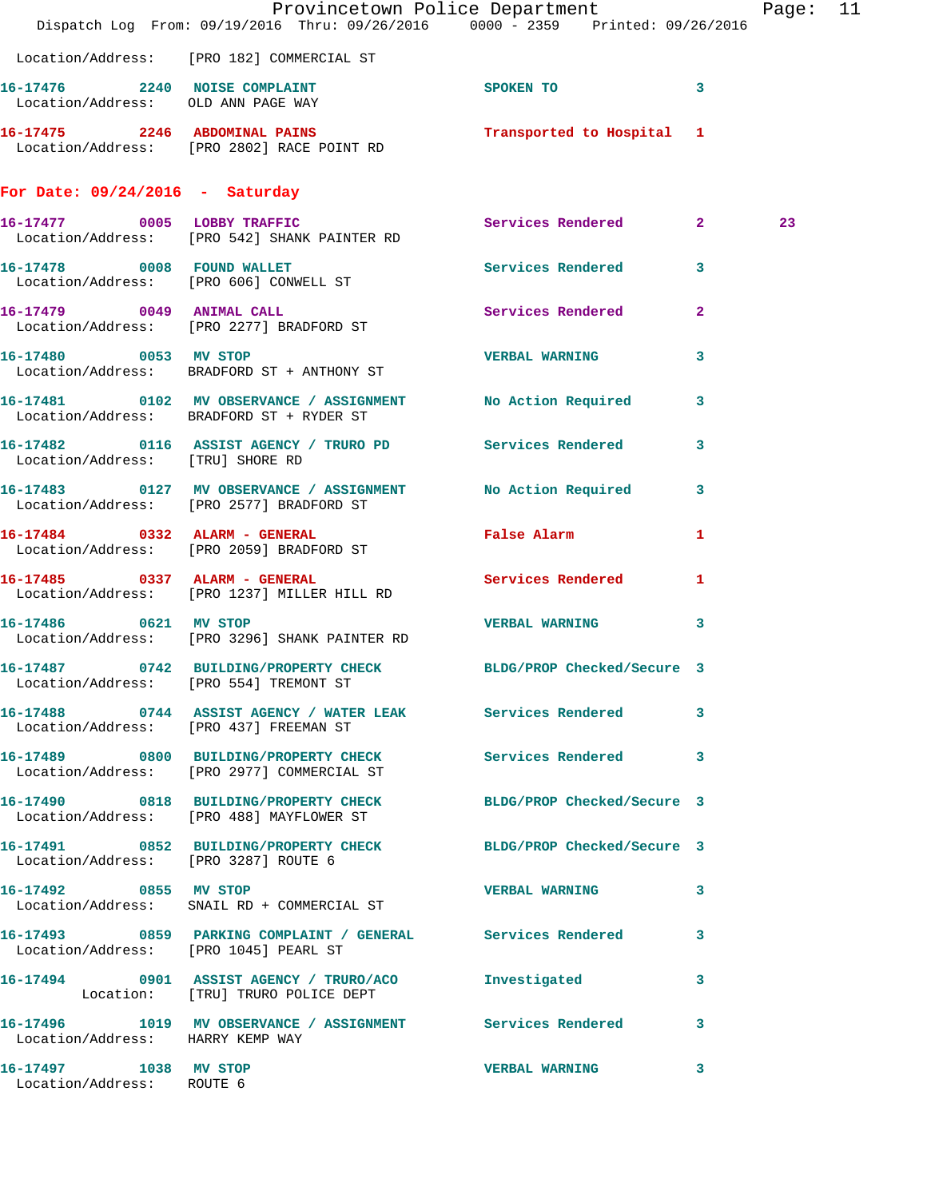Location/Address: [PRO 182] COMMERCIAL ST

| Call # | Time | Call Reason | Action | Priority | |
|---|---|---|---|---|---|
| 16-17476 | 2240 | NOISE COMPLAINT | SPOKEN TO | 3 | |
| Location/Address: | | OLD ANN PAGE WAY | | | |
| 16-17475 | 2246 | ABDOMINAL PAINS | Transported to Hospital | 1 | |
| Location/Address: | | [PRO 2802] RACE POINT RD | | | |

## For Date: 09/24/2016 - Saturday

| Call # | Time | Call Reason | Action | Priority | |
|---|---|---|---|---|---|
| 16-17477 | 0005 | LOBBY TRAFFIC | Services Rendered | 2 | 23 |
| Location/Address: | | [PRO 542] SHANK PAINTER RD | | | |
| 16-17478 | 0008 | FOUND WALLET | Services Rendered | 3 | |
| Location/Address: | | [PRO 606] CONWELL ST | | | |
| 16-17479 | 0049 | ANIMAL CALL | Services Rendered | 2 | |
| Location/Address: | | [PRO 2277] BRADFORD ST | | | |
| 16-17480 | 0053 | MV STOP | VERBAL WARNING | 3 | |
| Location/Address: | | BRADFORD ST + ANTHONY ST | | | |
| 16-17481 | 0102 | MV OBSERVANCE / ASSIGNMENT | No Action Required | 3 | |
| Location/Address: | | BRADFORD ST + RYDER ST | | | |
| 16-17482 | 0116 | ASSIST AGENCY / TRURO PD | Services Rendered | 3 | |
| Location/Address: | | [TRU] SHORE RD | | | |
| 16-17483 | 0127 | MV OBSERVANCE / ASSIGNMENT | No Action Required | 3 | |
| Location/Address: | | [PRO 2577] BRADFORD ST | | | |
| 16-17484 | 0332 | ALARM - GENERAL | False Alarm | 1 | |
| Location/Address: | | [PRO 2059] BRADFORD ST | | | |
| 16-17485 | 0337 | ALARM - GENERAL | Services Rendered | 1 | |
| Location/Address: | | [PRO 1237] MILLER HILL RD | | | |
| 16-17486 | 0621 | MV STOP | VERBAL WARNING | 3 | |
| Location/Address: | | [PRO 3296] SHANK PAINTER RD | | | |
| 16-17487 | 0742 | BUILDING/PROPERTY CHECK | BLDG/PROP Checked/Secure | 3 | |
| Location/Address: | | [PRO 554] TREMONT ST | | | |
| 16-17488 | 0744 | ASSIST AGENCY / WATER LEAK | Services Rendered | 3 | |
| Location/Address: | | [PRO 437] FREEMAN ST | | | |
| 16-17489 | 0800 | BUILDING/PROPERTY CHECK | Services Rendered | 3 | |
| Location/Address: | | [PRO 2977] COMMERCIAL ST | | | |
| 16-17490 | 0818 | BUILDING/PROPERTY CHECK | BLDG/PROP Checked/Secure | 3 | |
| Location/Address: | | [PRO 488] MAYFLOWER ST | | | |
| 16-17491 | 0852 | BUILDING/PROPERTY CHECK | BLDG/PROP Checked/Secure | 3 | |
| Location/Address: | | [PRO 3287] ROUTE 6 | | | |
| 16-17492 | 0855 | MV STOP | VERBAL WARNING | 3 | |
| Location/Address: | | SNAIL RD + COMMERCIAL ST | | | |
| 16-17493 | 0859 | PARKING COMPLAINT / GENERAL | Services Rendered | 3 | |
| Location/Address: | | [PRO 1045] PEARL ST | | | |
| 16-17494 | 0901 | ASSIST AGENCY / TRURO/ACO | Investigated | 3 | |
| Location: | | [TRU] TRURO POLICE DEPT | | | |
| 16-17496 | 1019 | MV OBSERVANCE / ASSIGNMENT | Services Rendered | 3 | |
| Location/Address: | | HARRY KEMP WAY | | | |
| 16-17497 | 1038 | MV STOP | VERBAL WARNING | 3 | |
| Location/Address: | | ROUTE 6 | | | |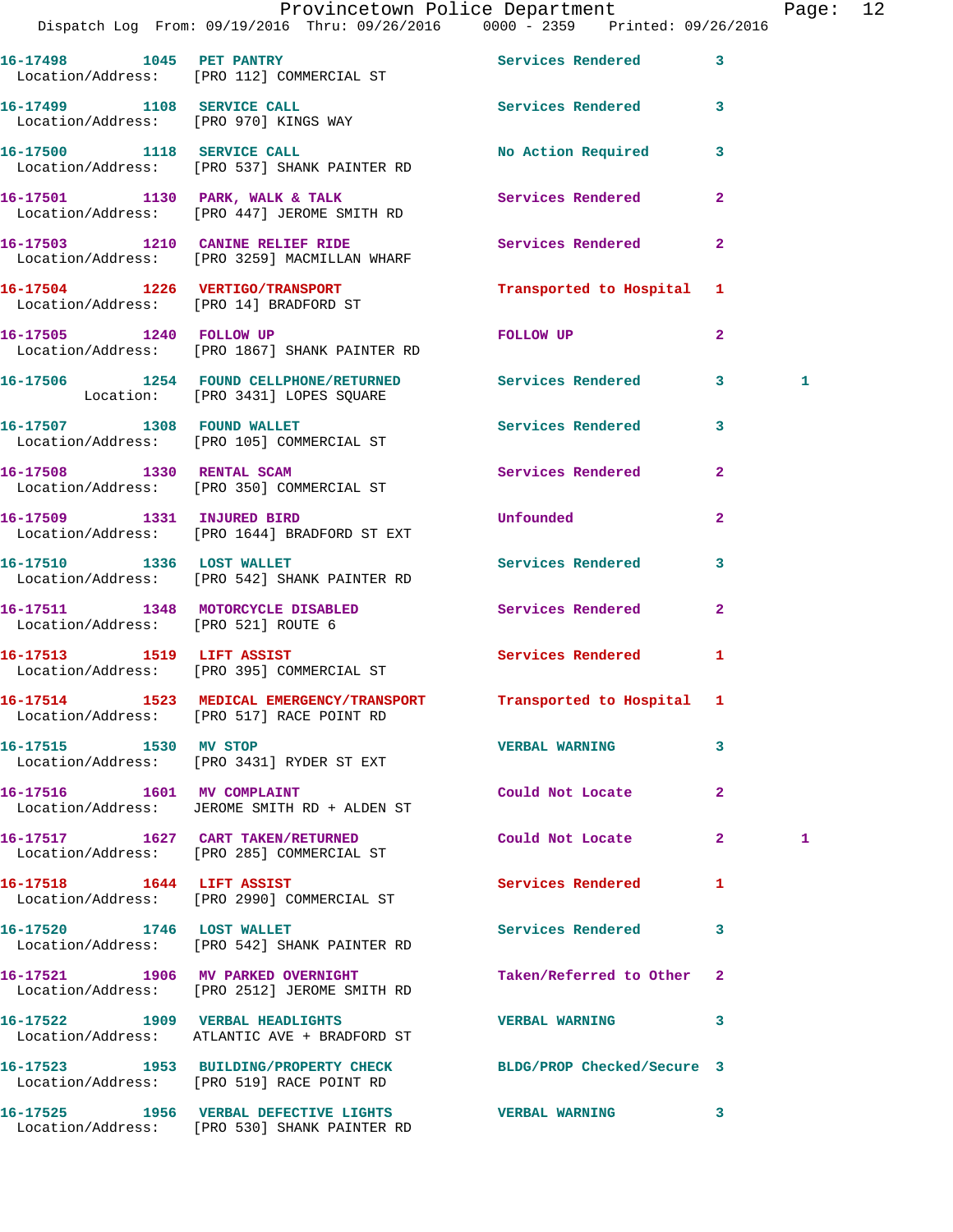16-17498 1045 PET PANTRY Services Rendered 3
Location/Address: [PRO 112] COMMERCIAL ST

16-17499 1108 SERVICE CALL Services Rendered 3
Location/Address: [PRO 970] KINGS WAY

16-17500 1118 SERVICE CALL No Action Required 3
Location/Address: [PRO 537] SHANK PAINTER RD

16-17501 1130 PARK, WALK & TALK Services Rendered 2
Location/Address: [PRO 447] JEROME SMITH RD

16-17503 1210 CANINE RELIEF RIDE Services Rendered 2
Location/Address: [PRO 3259] MACMILLAN WHARF

16-17504 1226 VERTIGO/TRANSPORT Transported to Hospital 1
Location/Address: [PRO 14] BRADFORD ST

16-17505 1240 FOLLOW UP FOLLOW UP 2
Location/Address: [PRO 1867] SHANK PAINTER RD

16-17506 1254 FOUND CELLPHONE/RETURNED Services Rendered 3 1
Location: [PRO 3431] LOPES SQUARE

16-17507 1308 FOUND WALLET Services Rendered 3
Location/Address: [PRO 105] COMMERCIAL ST

16-17508 1330 RENTAL SCAM Services Rendered 2
Location/Address: [PRO 350] COMMERCIAL ST

16-17509 1331 INJURED BIRD Unfounded 2
Location/Address: [PRO 1644] BRADFORD ST EXT

16-17510 1336 LOST WALLET Services Rendered 3
Location/Address: [PRO 542] SHANK PAINTER RD

16-17511 1348 MOTORCYCLE DISABLED Services Rendered 2
Location/Address: [PRO 521] ROUTE 6

16-17513 1519 LIFT ASSIST Services Rendered 1
Location/Address: [PRO 395] COMMERCIAL ST

16-17514 1523 MEDICAL EMERGENCY/TRANSPORT Transported to Hospital 1
Location/Address: [PRO 517] RACE POINT RD

16-17515 1530 MV STOP VERBAL WARNING 3
Location/Address: [PRO 3431] RYDER ST EXT

16-17516 1601 MV COMPLAINT Could Not Locate 2
Location/Address: JEROME SMITH RD + ALDEN ST

16-17517 1627 CART TAKEN/RETURNED Could Not Locate 2 1
Location/Address: [PRO 285] COMMERCIAL ST

16-17518 1644 LIFT ASSIST Services Rendered 1
Location/Address: [PRO 2990] COMMERCIAL ST

16-17520 1746 LOST WALLET Services Rendered 3
Location/Address: [PRO 542] SHANK PAINTER RD

16-17521 1906 MV PARKED OVERNIGHT Taken/Referred to Other 2
Location/Address: [PRO 2512] JEROME SMITH RD

16-17522 1909 VERBAL HEADLIGHTS VERBAL WARNING 3
Location/Address: ATLANTIC AVE + BRADFORD ST

16-17523 1953 BUILDING/PROPERTY CHECK BLDG/PROP Checked/Secure 3
Location/Address: [PRO 519] RACE POINT RD

16-17525 1956 VERBAL DEFECTIVE LIGHTS VERBAL WARNING 3
Location/Address: [PRO 530] SHANK PAINTER RD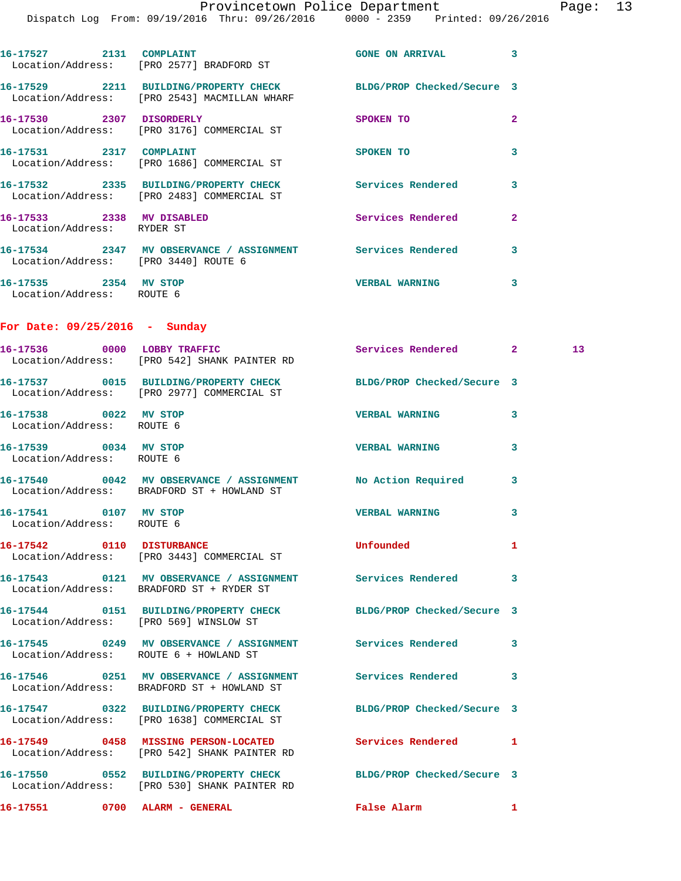16-17527 2131 COMPLAINT GONE ON ARRIVAL 3
Location/Address: [PRO 2577] BRADFORD ST

16-17529 2211 BUILDING/PROPERTY CHECK BLDG/PROP Checked/Secure 3
Location/Address: [PRO 2543] MACMILLAN WHARF

16-17530 2307 DISORDERLY SPOKEN TO 2
Location/Address: [PRO 3176] COMMERCIAL ST

16-17531 2317 COMPLAINT SPOKEN TO 3
Location/Address: [PRO 1686] COMMERCIAL ST

16-17532 2335 BUILDING/PROPERTY CHECK Services Rendered 3
Location/Address: [PRO 2483] COMMERCIAL ST

16-17533 2338 MV DISABLED Services Rendered 2
Location/Address: RYDER ST

16-17534 2347 MV OBSERVANCE / ASSIGNMENT Services Rendered 3
Location/Address: [PRO 3440] ROUTE 6

16-17535 2354 MV STOP VERBAL WARNING 3
Location/Address: ROUTE 6

## For Date: 09/25/2016 - Sunday

16-17536 0000 LOBBY TRAFFIC Services Rendered 2 13
Location/Address: [PRO 542] SHANK PAINTER RD

16-17537 0015 BUILDING/PROPERTY CHECK BLDG/PROP Checked/Secure 3
Location/Address: [PRO 2977] COMMERCIAL ST

16-17538 0022 MV STOP VERBAL WARNING 3
Location/Address: ROUTE 6

16-17539 0034 MV STOP VERBAL WARNING 3
Location/Address: ROUTE 6

16-17540 0042 MV OBSERVANCE / ASSIGNMENT No Action Required 3
Location/Address: BRADFORD ST + HOWLAND ST

16-17541 0107 MV STOP VERBAL WARNING 3
Location/Address: ROUTE 6

16-17542 0110 DISTURBANCE Unfounded 1
Location/Address: [PRO 3443] COMMERCIAL ST

16-17543 0121 MV OBSERVANCE / ASSIGNMENT Services Rendered 3
Location/Address: BRADFORD ST + RYDER ST

16-17544 0151 BUILDING/PROPERTY CHECK BLDG/PROP Checked/Secure 3
Location/Address: [PRO 569] WINSLOW ST

16-17545 0249 MV OBSERVANCE / ASSIGNMENT Services Rendered 3
Location/Address: ROUTE 6 + HOWLAND ST

16-17546 0251 MV OBSERVANCE / ASSIGNMENT Services Rendered 3
Location/Address: BRADFORD ST + HOWLAND ST

16-17547 0322 BUILDING/PROPERTY CHECK BLDG/PROP Checked/Secure 3
Location/Address: [PRO 1638] COMMERCIAL ST

16-17549 0458 MISSING PERSON-LOCATED Services Rendered 1
Location/Address: [PRO 542] SHANK PAINTER RD

16-17550 0552 BUILDING/PROPERTY CHECK BLDG/PROP Checked/Secure 3
Location/Address: [PRO 530] SHANK PAINTER RD

16-17551 0700 ALARM - GENERAL False Alarm 1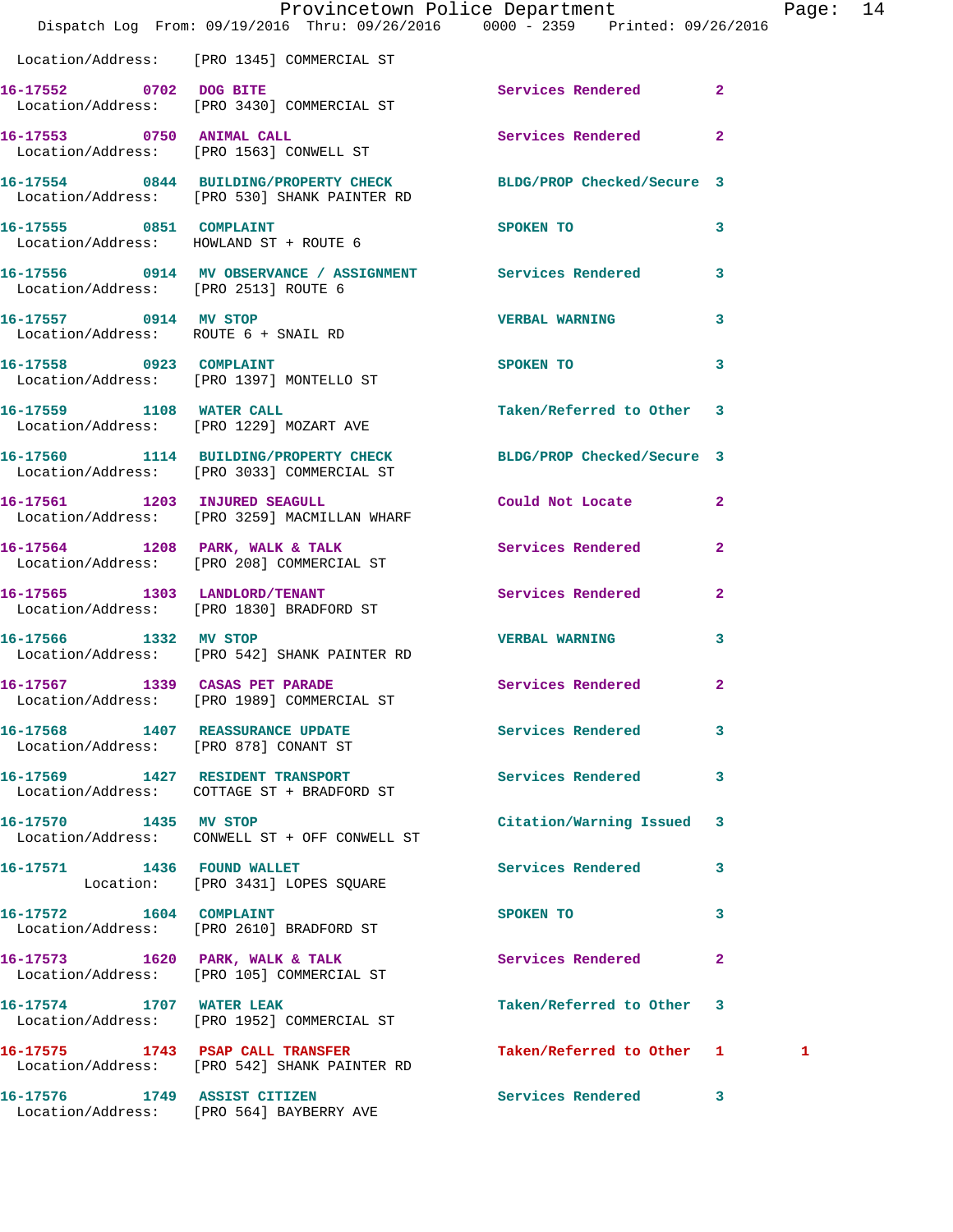Location/Address: [PRO 1345] COMMERCIAL ST

| Call # | Time | Call Reason | Action | Priority | |
|---|---|---|---|---|---|
| 16-17552 | 0702 | DOG BITE | Services Rendered | 2 | |
| | | Location/Address: [PRO 3430] COMMERCIAL ST | | | |
| 16-17553 | 0750 | ANIMAL CALL | Services Rendered | 2 | |
| | | Location/Address: [PRO 1563] CONWELL ST | | | |
| 16-17554 | 0844 | BUILDING/PROPERTY CHECK | BLDG/PROP Checked/Secure | 3 | |
| | | Location/Address: [PRO 530] SHANK PAINTER RD | | | |
| 16-17555 | 0851 | COMPLAINT | SPOKEN TO | 3 | |
| | | Location/Address: HOWLAND ST + ROUTE 6 | | | |
| 16-17556 | 0914 | MV OBSERVANCE / ASSIGNMENT | Services Rendered | 3 | |
| | | Location/Address: [PRO 2513] ROUTE 6 | | | |
| 16-17557 | 0914 | MV STOP | VERBAL WARNING | 3 | |
| | | Location/Address: ROUTE 6 + SNAIL RD | | | |
| 16-17558 | 0923 | COMPLAINT | SPOKEN TO | 3 | |
| | | Location/Address: [PRO 1397] MONTELLO ST | | | |
| 16-17559 | 1108 | WATER CALL | Taken/Referred to Other | 3 | |
| | | Location/Address: [PRO 1229] MOZART AVE | | | |
| 16-17560 | 1114 | BUILDING/PROPERTY CHECK | BLDG/PROP Checked/Secure | 3 | |
| | | Location/Address: [PRO 3033] COMMERCIAL ST | | | |
| 16-17561 | 1203 | INJURED SEAGULL | Could Not Locate | 2 | |
| | | Location/Address: [PRO 3259] MACMILLAN WHARF | | | |
| 16-17564 | 1208 | PARK, WALK & TALK | Services Rendered | 2 | |
| | | Location/Address: [PRO 208] COMMERCIAL ST | | | |
| 16-17565 | 1303 | LANDLORD/TENANT | Services Rendered | 2 | |
| | | Location/Address: [PRO 1830] BRADFORD ST | | | |
| 16-17566 | 1332 | MV STOP | VERBAL WARNING | 3 | |
| | | Location/Address: [PRO 542] SHANK PAINTER RD | | | |
| 16-17567 | 1339 | CASAS PET PARADE | Services Rendered | 2 | |
| | | Location/Address: [PRO 1989] COMMERCIAL ST | | | |
| 16-17568 | 1407 | REASSURANCE UPDATE | Services Rendered | 3 | |
| | | Location/Address: [PRO 878] CONANT ST | | | |
| 16-17569 | 1427 | RESIDENT TRANSPORT | Services Rendered | 3 | |
| | | Location/Address: COTTAGE ST + BRADFORD ST | | | |
| 16-17570 | 1435 | MV STOP | Citation/Warning Issued | 3 | |
| | | Location/Address: CONWELL ST + OFF CONWELL ST | | | |
| 16-17571 | 1436 | FOUND WALLET | Services Rendered | 3 | |
| | | Location: [PRO 3431] LOPES SQUARE | | | |
| 16-17572 | 1604 | COMPLAINT | SPOKEN TO | 3 | |
| | | Location/Address: [PRO 2610] BRADFORD ST | | | |
| 16-17573 | 1620 | PARK, WALK & TALK | Services Rendered | 2 | |
| | | Location/Address: [PRO 105] COMMERCIAL ST | | | |
| 16-17574 | 1707 | WATER LEAK | Taken/Referred to Other | 3 | |
| | | Location/Address: [PRO 1952] COMMERCIAL ST | | | |
| 16-17575 | 1743 | PSAP CALL TRANSFER | Taken/Referred to Other | 1 | 1 |
| | | Location/Address: [PRO 542] SHANK PAINTER RD | | | |
| 16-17576 | 1749 | ASSIST CITIZEN | Services Rendered | 3 | |
| | | Location/Address: [PRO 564] BAYBERRY AVE | | | |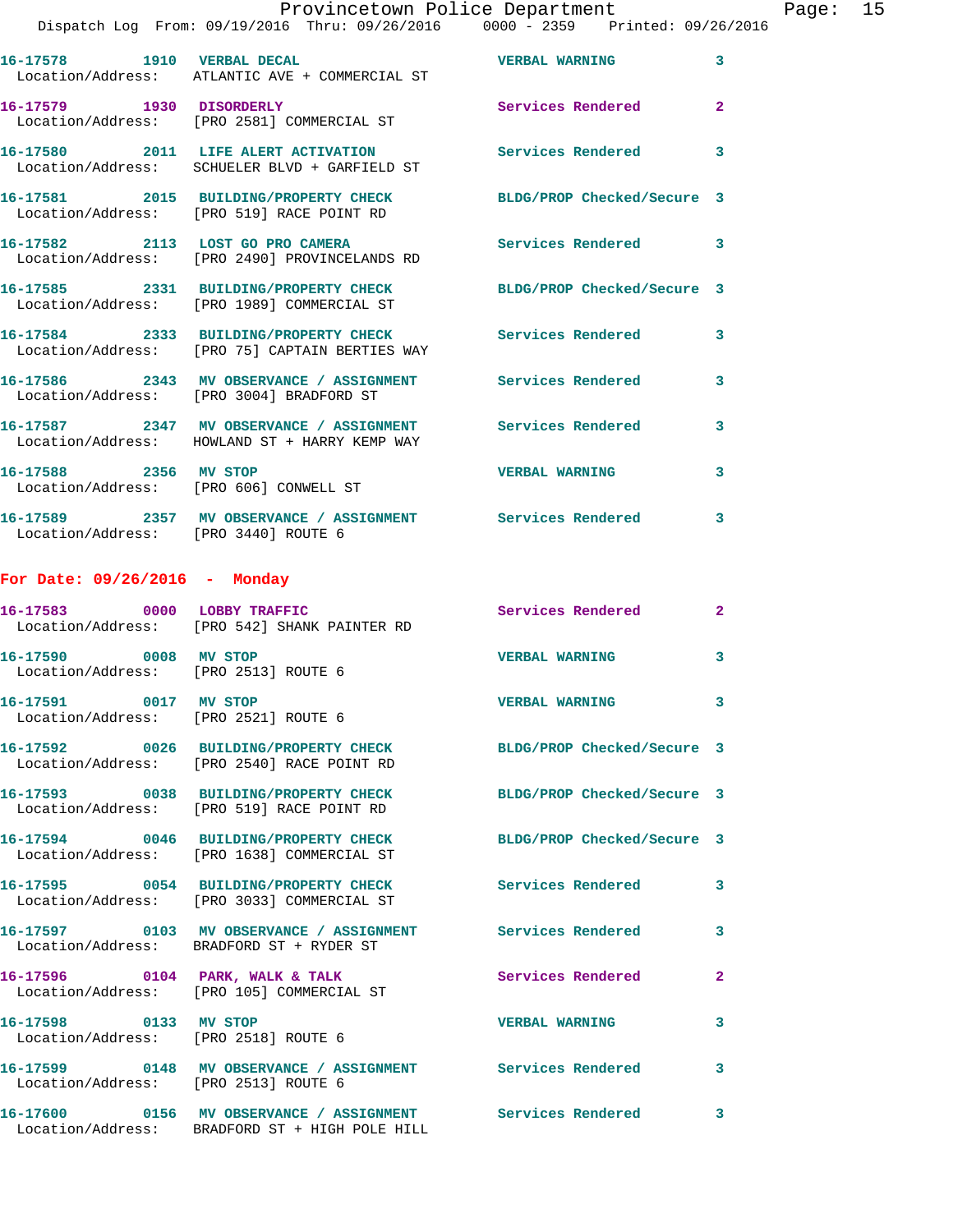16-17578 1910 VERBAL DECAL VERBAL WARNING 3
Location/Address: ATLANTIC AVE + COMMERCIAL ST

16-17579 1930 DISORDERLY Services Rendered 2
Location/Address: [PRO 2581] COMMERCIAL ST

16-17580 2011 LIFE ALERT ACTIVATION Services Rendered 3
Location/Address: SCHUELER BLVD + GARFIELD ST

16-17581 2015 BUILDING/PROPERTY CHECK BLDG/PROP Checked/Secure 3
Location/Address: [PRO 519] RACE POINT RD

16-17582 2113 LOST GO PRO CAMERA Services Rendered 3
Location/Address: [PRO 2490] PROVINCELANDS RD

16-17585 2331 BUILDING/PROPERTY CHECK BLDG/PROP Checked/Secure 3
Location/Address: [PRO 1989] COMMERCIAL ST

16-17584 2333 BUILDING/PROPERTY CHECK Services Rendered 3
Location/Address: [PRO 75] CAPTAIN BERTIES WAY

16-17586 2343 MV OBSERVANCE / ASSIGNMENT Services Rendered 3
Location/Address: [PRO 3004] BRADFORD ST

16-17587 2347 MV OBSERVANCE / ASSIGNMENT Services Rendered 3
Location/Address: HOWLAND ST + HARRY KEMP WAY

16-17588 2356 MV STOP VERBAL WARNING 3
Location/Address: [PRO 606] CONWELL ST

16-17589 2357 MV OBSERVANCE / ASSIGNMENT Services Rendered 3
Location/Address: [PRO 3440] ROUTE 6

## For Date: 09/26/2016 - Monday

16-17583 0000 LOBBY TRAFFIC Services Rendered 2
Location/Address: [PRO 542] SHANK PAINTER RD

16-17590 0008 MV STOP VERBAL WARNING 3
Location/Address: [PRO 2513] ROUTE 6

16-17591 0017 MV STOP VERBAL WARNING 3
Location/Address: [PRO 2521] ROUTE 6

16-17592 0026 BUILDING/PROPERTY CHECK BLDG/PROP Checked/Secure 3
Location/Address: [PRO 2540] RACE POINT RD

16-17593 0038 BUILDING/PROPERTY CHECK BLDG/PROP Checked/Secure 3
Location/Address: [PRO 519] RACE POINT RD

16-17594 0046 BUILDING/PROPERTY CHECK BLDG/PROP Checked/Secure 3
Location/Address: [PRO 1638] COMMERCIAL ST

16-17595 0054 BUILDING/PROPERTY CHECK Services Rendered 3
Location/Address: [PRO 3033] COMMERCIAL ST

16-17597 0103 MV OBSERVANCE / ASSIGNMENT Services Rendered 3
Location/Address: BRADFORD ST + RYDER ST

16-17596 0104 PARK, WALK & TALK Services Rendered 2
Location/Address: [PRO 105] COMMERCIAL ST

16-17598 0133 MV STOP VERBAL WARNING 3
Location/Address: [PRO 2518] ROUTE 6

16-17599 0148 MV OBSERVANCE / ASSIGNMENT Services Rendered 3
Location/Address: [PRO 2513] ROUTE 6

16-17600 0156 MV OBSERVANCE / ASSIGNMENT Services Rendered 3
Location/Address: BRADFORD ST + HIGH POLE HILL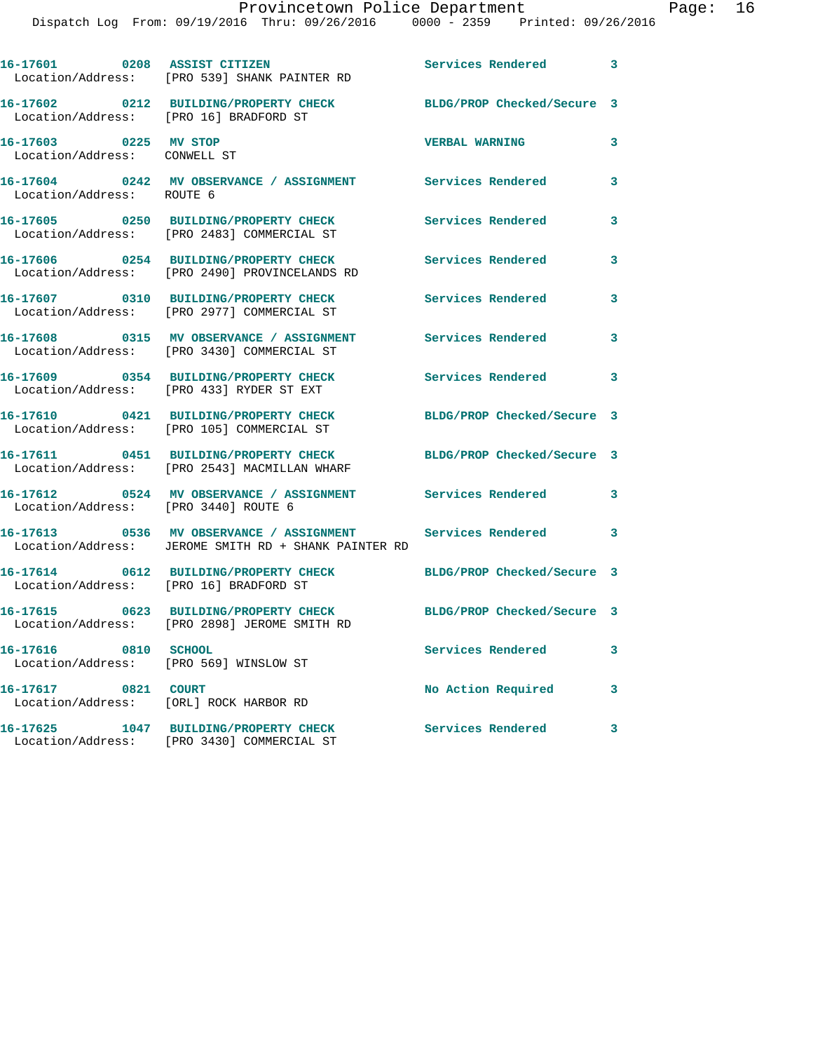16-17601 0208 **ASSIST CITIZEN** Services Rendered 3
Location/Address: [PRO 539] SHANK PAINTER RD

16-17602 0212 **BUILDING/PROPERTY CHECK** BLDG/PROP Checked/Secure 3
Location/Address: [PRO 16] BRADFORD ST

16-17603 0225 **MV STOP** VERBAL WARNING 3
Location/Address: CONWELL ST

16-17604 0242 **MV OBSERVANCE / ASSIGNMENT** Services Rendered 3
Location/Address: ROUTE 6

16-17605 0250 **BUILDING/PROPERTY CHECK** Services Rendered 3
Location/Address: [PRO 2483] COMMERCIAL ST

16-17606 0254 **BUILDING/PROPERTY CHECK** Services Rendered 3
Location/Address: [PRO 2490] PROVINCELANDS RD

16-17607 0310 **BUILDING/PROPERTY CHECK** Services Rendered 3
Location/Address: [PRO 2977] COMMERCIAL ST

16-17608 0315 **MV OBSERVANCE / ASSIGNMENT** Services Rendered 3
Location/Address: [PRO 3430] COMMERCIAL ST

16-17609 0354 **BUILDING/PROPERTY CHECK** Services Rendered 3
Location/Address: [PRO 433] RYDER ST EXT

16-17610 0421 **BUILDING/PROPERTY CHECK** BLDG/PROP Checked/Secure 3
Location/Address: [PRO 105] COMMERCIAL ST

16-17611 0451 **BUILDING/PROPERTY CHECK** BLDG/PROP Checked/Secure 3
Location/Address: [PRO 2543] MACMILLAN WHARF

16-17612 0524 **MV OBSERVANCE / ASSIGNMENT** Services Rendered 3
Location/Address: [PRO 3440] ROUTE 6

16-17613 0536 **MV OBSERVANCE / ASSIGNMENT** Services Rendered 3
Location/Address: JEROME SMITH RD + SHANK PAINTER RD

16-17614 0612 **BUILDING/PROPERTY CHECK** BLDG/PROP Checked/Secure 3
Location/Address: [PRO 16] BRADFORD ST

16-17615 0623 **BUILDING/PROPERTY CHECK** BLDG/PROP Checked/Secure 3
Location/Address: [PRO 2898] JEROME SMITH RD

16-17616 0810 **SCHOOL** Services Rendered 3
Location/Address: [PRO 569] WINSLOW ST

16-17617 0821 **COURT** No Action Required 3
Location/Address: [ORL] ROCK HARBOR RD

16-17625 1047 **BUILDING/PROPERTY CHECK** Services Rendered 3
Location/Address: [PRO 3430] COMMERCIAL ST